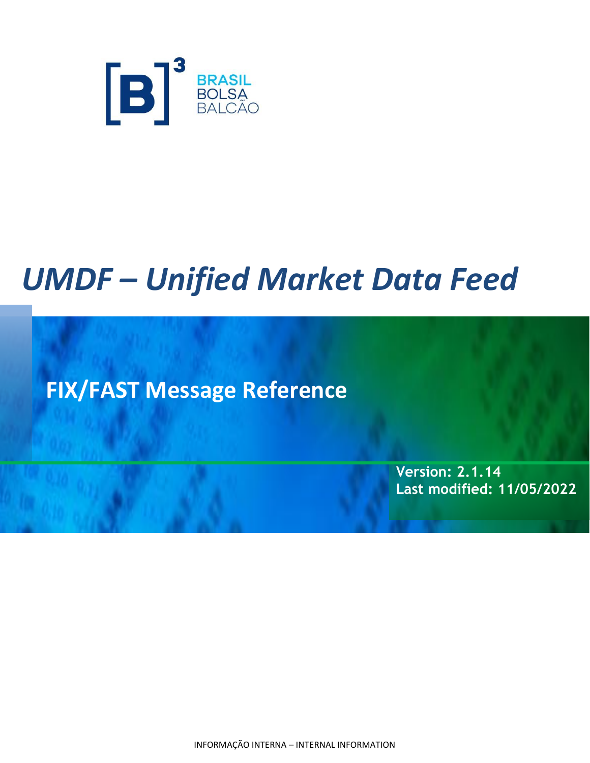[B]³ BRASIL BOLSA BALCÃO

# *UMDF – Unified Market Data Feed*

## FIX/FAST Message Reference

**Version: 2.1.14**
**Last modified: 11/05/2022**

INFORMAÇÃO INTERNA – INTERNAL INFORMATION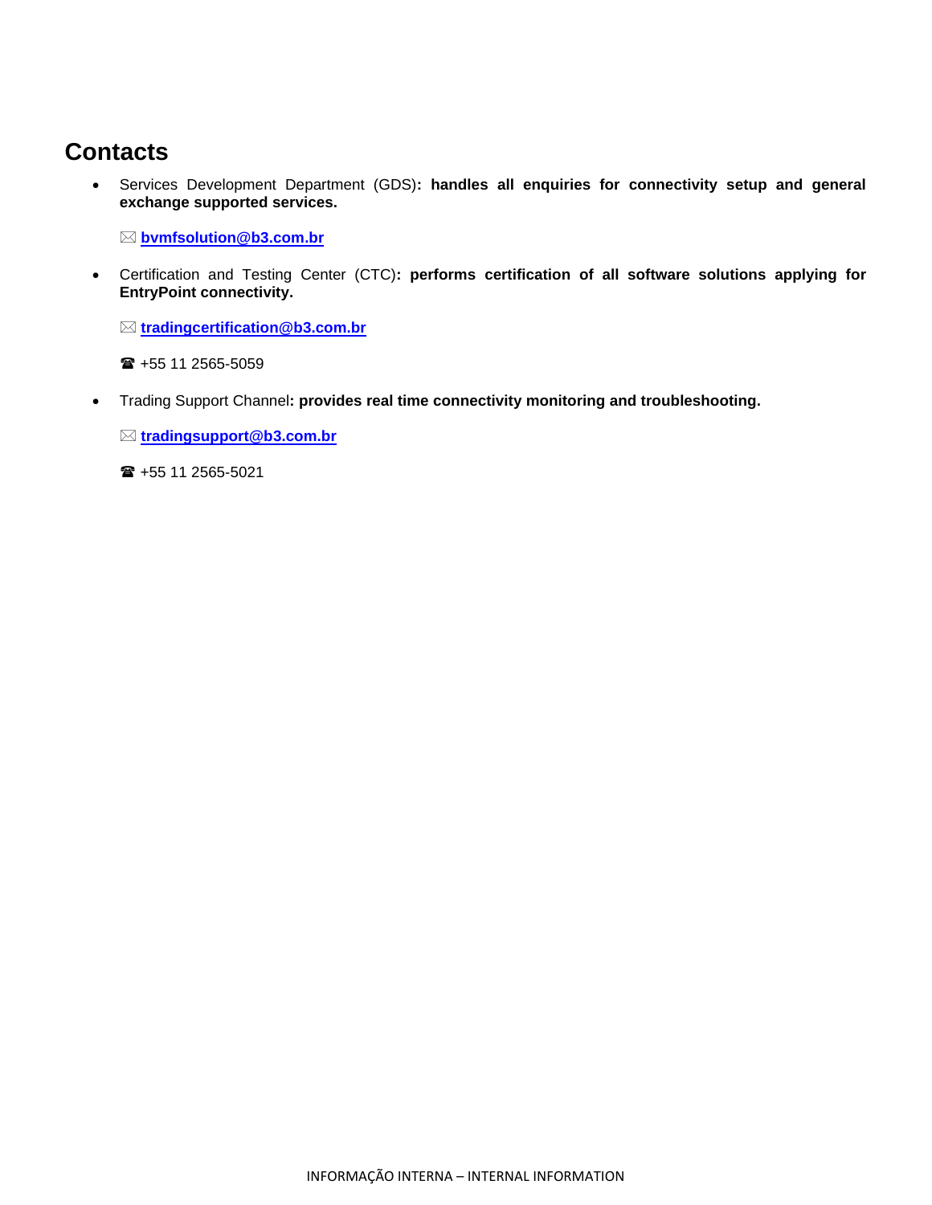# Contacts

- Services Development Department (GDS)**: handles all enquiries for connectivity setup and general exchange supported services.**

  ✉ **bvmfsolution@b3.com.br**

- Certification and Testing Center (CTC)**: performs certification of all software solutions applying for EntryPoint connectivity.**

  ✉ **tradingcertification@b3.com.br**

  ☎ +55 11 2565-5059

- Trading Support Channel**: provides real time connectivity monitoring and troubleshooting.**

  ✉ **tradingsupport@b3.com.br**

  ☎ +55 11 2565-5021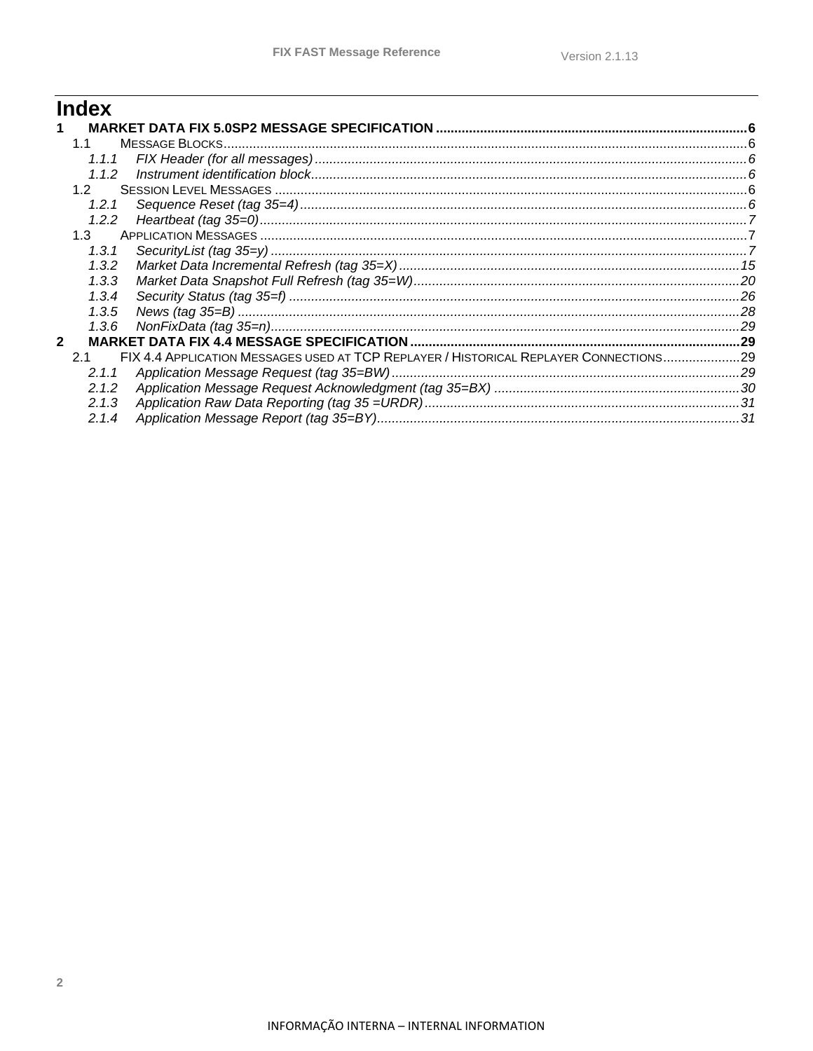# Index

**1 MARKET DATA FIX 5.0SP2 MESSAGE SPECIFICATION .......... 6**

- 1.1 MESSAGE BLOCKS .......... 6
  - *1.1.1 FIX Header (for all messages) .......... 6*
  - *1.1.2 Instrument identification block .......... 6*
- 1.2 SESSION LEVEL MESSAGES .......... 6
  - *1.2.1 Sequence Reset (tag 35=4) .......... 6*
  - *1.2.2 Heartbeat (tag 35=0) .......... 7*
- 1.3 APPLICATION MESSAGES .......... 7
  - *1.3.1 SecurityList (tag 35=y) .......... 7*
  - *1.3.2 Market Data Incremental Refresh (tag 35=X) .......... 15*
  - *1.3.3 Market Data Snapshot Full Refresh (tag 35=W) .......... 20*
  - *1.3.4 Security Status (tag 35=f) .......... 26*
  - *1.3.5 News (tag 35=B) .......... 28*
  - *1.3.6 NonFixData (tag 35=n) .......... 29*

**2 MARKET DATA FIX 4.4 MESSAGE SPECIFICATION .......... 29**

- 2.1 FIX 4.4 APPLICATION MESSAGES USED AT TCP REPLAYER / HISTORICAL REPLAYER CONNECTIONS .......... 29
  - *2.1.1 Application Message Request (tag 35=BW) .......... 29*
  - *2.1.2 Application Message Request Acknowledgment (tag 35=BX) .......... 30*
  - *2.1.3 Application Raw Data Reporting (tag 35 =URDR) .......... 31*
  - *2.1.4 Application Message Report (tag 35=BY) .......... 31*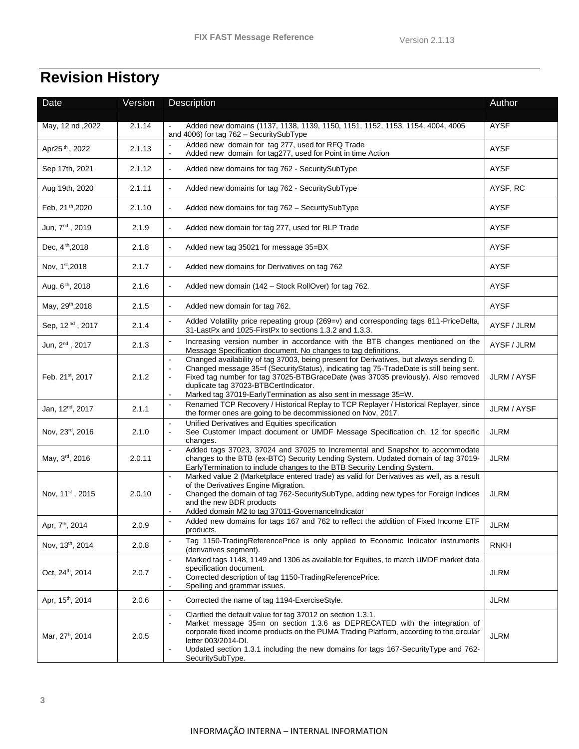# Revision History

| Date | Version | Description | Author |
|---|---|---|---|
| May, 12 nd ,2022 | 2.1.14 | - Added new domains (1137, 1138, 1139, 1150, 1151, 1152, 1153, 1154, 4004, 4005 and 4006) for tag 762 – SecuritySubType | AYSF |
| Apr25 th , 2022 | 2.1.13 | - Added new domain for tag 277, used for RFQ Trade<br>- Added new domain for tag277, used for Point in time Action | AYSF |
| Sep 17th, 2021 | 2.1.12 | - Added new domains for tag 762 - SecuritySubType | AYSF |
| Aug 19th, 2020 | 2.1.11 | - Added new domains for tag 762 - SecuritySubType | AYSF, RC |
| Feb, 21 th,2020 | 2.1.10 | - Added new domains for tag 762 – SecuritySubType | AYSF |
| Jun, 7nd , 2019 | 2.1.9 | - Added new domain for tag 277, used for RLP Trade | AYSF |
| Dec, 4 th,2018 | 2.1.8 | - Added new tag 35021 for message 35=BX | AYSF |
| Nov, 1st,2018 | 2.1.7 | - Added new domains for Derivatives on tag 762 | AYSF |
| Aug. 6 th, 2018 | 2.1.6 | - Added new domain (142 – Stock RollOver) for tag 762. | AYSF |
| May, 29th,2018 | 2.1.5 | - Added new domain for tag 762. | AYSF |
| Sep, 12 nd , 2017 | 2.1.4 | - Added Volatility price repeating group (269=v) and corresponding tags 811-PriceDelta, 31-LastPx and 1025-FirstPx to sections 1.3.2 and 1.3.3. | AYSF / JLRM |
| Jun, 2nd , 2017 | 2.1.3 | - Increasing version number in accordance with the BTB changes mentioned on the Message Specification document. No changes to tag definitions. | AYSF / JLRM |
| Feb. 21st, 2017 | 2.1.2 | - Changed availability of tag 37003, being present for Derivatives, but always sending 0.<br>- Changed message 35=f (SecurityStatus), indicating tag 75-TradeDate is still being sent.<br>- Fixed tag number for tag 37025-BTBGraceDate (was 37035 previously). Also removed duplicate tag 37023-BTBCertIndicator.<br>- Marked tag 37019-EarlyTermination as also sent in message 35=W. | JLRM / AYSF |
| Jan, 12nd, 2017 | 2.1.1 | - Renamed TCP Recovery / Historical Replay to TCP Replayer / Historical Replayer, since the former ones are going to be decommissioned on Nov, 2017. | JLRM / AYSF |
| Nov, 23rd, 2016 | 2.1.0 | - Unified Derivatives and Equities specification<br>- See Customer Impact document or UMDF Message Specification ch. 12 for specific changes. | JLRM |
| May, 3rd, 2016 | 2.0.11 | - Added tags 37023, 37024 and 37025 to Incremental and Snapshot to accommodate changes to the BTB (ex-BTC) Security Lending System. Updated domain of tag 37019-EarlyTermination to include changes to the BTB Security Lending System. | JLRM |
| Nov, 11st , 2015 | 2.0.10 | - Marked value 2 (Marketplace entered trade) as valid for Derivatives as well, as a result of the Derivatives Engine Migration.<br>- Changed the domain of tag 762-SecuritySubType, adding new types for Foreign Indices and the new BDR products<br>- Added domain M2 to tag 37011-GovernanceIndicator | JLRM |
| Apr, 7th, 2014 | 2.0.9 | - Added new domains for tags 167 and 762 to reflect the addition of Fixed Income ETF products. | JLRM |
| Nov, 13th, 2014 | 2.0.8 | - Tag 1150-TradingReferencePrice is only applied to Economic Indicator instruments (derivatives segment). | RNKH |
| Oct, 24th, 2014 | 2.0.7 | - Marked tags 1148, 1149 and 1306 as available for Equities, to match UMDF market data specification document.<br>- Corrected description of tag 1150-TradingReferencePrice.<br>- Spelling and grammar issues. | JLRM |
| Apr, 15th, 2014 | 2.0.6 | - Corrected the name of tag 1194-ExerciseStyle. | JLRM |
| Mar, 27h, 2014 | 2.0.5 | - Clarified the default value for tag 37012 on section 1.3.1.<br>- Market message 35=n on section 1.3.6 as DEPRECATED with the integration of corporate fixed income products on the PUMA Trading Platform, according to the circular letter 003/2014-DI.<br>- Updated section 1.3.1 including the new domains for tags 167-SecurityType and 762-SecuritySubType. | JLRM |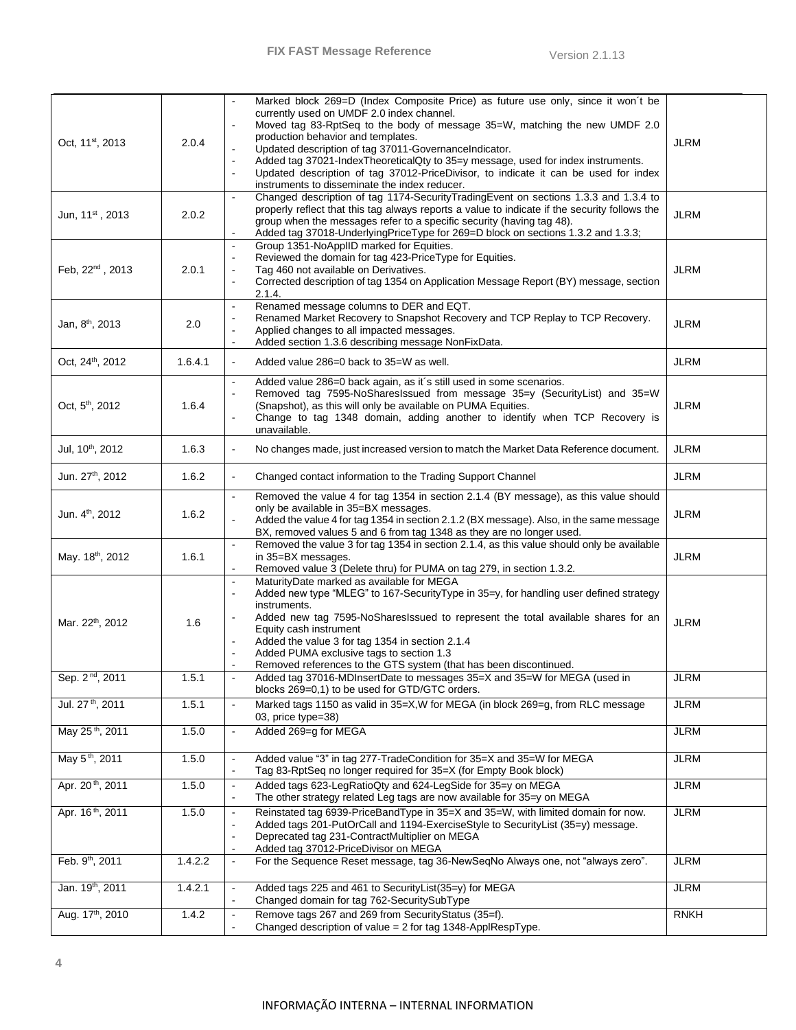| | | | |
|---|---|---|---|
| Oct, 11st, 2013 | 2.0.4 | - Marked block 269=D (Index Composite Price) as future use only, since it won´t be currently used on UMDF 2.0 index channel.<br>- Moved tag 83-RptSeq to the body of message 35=W, matching the new UMDF 2.0 production behavior and templates.<br>- Updated description of tag 37011-GovernanceIndicator.<br>- Added tag 37021-IndexTheoreticalQty to 35=y message, used for index instruments.<br>- Updated description of tag 37012-PriceDivisor, to indicate it can be used for index instruments to disseminate the index reducer. | JLRM |
| Jun, 11st , 2013 | 2.0.2 | - Changed description of tag 1174-SecurityTradingEvent on sections 1.3.3 and 1.3.4 to properly reflect that this tag always reports a value to indicate if the security follows the group when the messages refer to a specific security (having tag 48).<br>- Added tag 37018-UnderlyingPriceType for 269=D block on sections 1.3.2 and 1.3.3; | JLRM |
| Feb, 22nd , 2013 | 2.0.1 | - Group 1351-NoApplID marked for Equities.<br>- Reviewed the domain for tag 423-PriceType for Equities.<br>- Tag 460 not available on Derivatives.<br>- Corrected description of tag 1354 on Application Message Report (BY) message, section 2.1.4. | JLRM |
| Jan, 8th, 2013 | 2.0 | - Renamed message columns to DER and EQT.<br>- Renamed Market Recovery to Snapshot Recovery and TCP Replay to TCP Recovery.<br>- Applied changes to all impacted messages.<br>- Added section 1.3.6 describing message NonFixData. | JLRM |
| Oct, 24th, 2012 | 1.6.4.1 | - Added value 286=0 back to 35=W as well. | JLRM |
| Oct, 5th, 2012 | 1.6.4 | - Added value 286=0 back again, as it´s still used in some scenarios.<br>- Removed tag 7595-NoSharesIssued from message 35=y (SecurityList) and 35=W (Snapshot), as this will only be available on PUMA Equities.<br>- Change to tag 1348 domain, adding another to identify when TCP Recovery is unavailable. | JLRM |
| Jul, 10th, 2012 | 1.6.3 | - No changes made, just increased version to match the Market Data Reference document. | JLRM |
| Jun. 27th, 2012 | 1.6.2 | - Changed contact information to the Trading Support Channel | JLRM |
| Jun. 4th, 2012 | 1.6.2 | - Removed the value 4 for tag 1354 in section 2.1.4 (BY message), as this value should only be available in 35=BX messages.<br>- Added the value 4 for tag 1354 in section 2.1.2 (BX message). Also, in the same message BX, removed values 5 and 6 from tag 1348 as they are no longer used. | JLRM |
| May. 18th, 2012 | 1.6.1 | - Removed the value 3 for tag 1354 in section 2.1.4, as this value should only be available in 35=BX messages.<br>- Removed value 3 (Delete thru) for PUMA on tag 279, in section 1.3.2. | JLRM |
| Mar. 22th, 2012 | 1.6 | - MaturityDate marked as available for MEGA<br>- Added new type "MLEG" to 167-SecurityType in 35=y, for handling user defined strategy instruments.<br>- Added new tag 7595-NoSharesIssued to represent the total available shares for an Equity cash instrument<br>- Added the value 3 for tag 1354 in section 2.1.4<br>- Added PUMA exclusive tags to section 1.3<br>- Removed references to the GTS system (that has been discontinued. | JLRM |
| Sep. 2nd, 2011 | 1.5.1 | - Added tag 37016-MDInsertDate to messages 35=X and 35=W for MEGA (used in blocks 269=0,1) to be used for GTD/GTC orders. | JLRM |
| Jul. 27th, 2011 | 1.5.1 | - Marked tags 1150 as valid in 35=X,W for MEGA (in block 269=g, from RLC message 03, price type=38) | JLRM |
| May 25th, 2011 | 1.5.0 | - Added 269=g for MEGA | JLRM |
| May 5th, 2011 | 1.5.0 | - Added value "3" in tag 277-TradeCondition for 35=X and 35=W for MEGA<br>- Tag 83-RptSeq no longer required for 35=X (for Empty Book block) | JLRM |
| Apr. 20th, 2011 | 1.5.0 | - Added tags 623-LegRatioQty and 624-LegSide for 35=y on MEGA<br>- The other strategy related Leg tags are now available for 35=y on MEGA | JLRM |
| Apr. 16th, 2011 | 1.5.0 | - Reinstated tag 6939-PriceBandType in 35=X and 35=W, with limited domain for now.<br>- Added tags 201-PutOrCall and 1194-ExerciseStyle to SecurityList (35=y) message.<br>- Deprecated tag 231-ContractMultiplier on MEGA<br>- Added tag 37012-PriceDivisor on MEGA | JLRM |
| Feb. 9th, 2011 | 1.4.2.2 | - For the Sequence Reset message, tag 36-NewSeqNo Always one, not "always zero". | JLRM |
| Jan. 19th, 2011 | 1.4.2.1 | - Added tags 225 and 461 to SecurityList(35=y) for MEGA<br>- Changed domain for tag 762-SecuritySubType | JLRM |
| Aug. 17th, 2010 | 1.4.2 | - Remove tags 267 and 269 from SecurityStatus (35=f).<br>- Changed description of value = 2 for tag 1348-ApplRespType. | RNKH |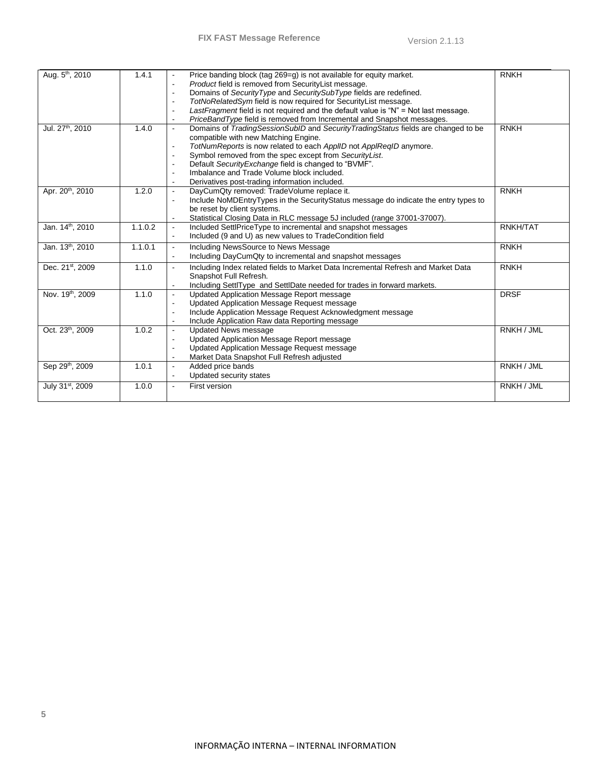| Aug. 5th, 2010 | 1.4.1 | - Price banding block (tag 269=g) is not available for equity market.<br>- *Product* field is removed from SecurityList message.<br>- Domains of *SecurityType* and *SecuritySubType* fields are redefined.<br>- *TotNoRelatedSym* field is now required for SecurityList message.<br>- *LastFragment* field is not required and the default value is "N" = Not last message.<br>- *PriceBandType* field is removed from Incremental and Snapshot messages. | RNKH |
|---|---|---|---|
| Jul. 27th, 2010 | 1.4.0 | - Domains of *TradingSessionSubID* and *SecurityTradingStatus* fields are changed to be compatible with new Matching Engine.<br>- *TotNumReports* is now related to each *ApplID* not *ApplReqID* anymore.<br>- Symbol removed from the spec except from *SecurityList*.<br>- Default *SecurityExchange* field is changed to "BVMF".<br>- Imbalance and Trade Volume block included.<br>- Derivatives post-trading information included. | RNKH |
| Apr. 20th, 2010 | 1.2.0 | - DayCumQty removed: TradeVolume replace it.<br>- Include NoMDEntryTypes in the SecurityStatus message do indicate the entry types to be reset by client systems.<br>- Statistical Closing Data in RLC message 5J included (range 37001-37007). | RNKH |
| Jan. 14th, 2010 | 1.1.0.2 | - Included SettlPriceType to incremental and snapshot messages<br>- Included (9 and U) as new values to TradeCondition field | RNKH/TAT |
| Jan. 13th, 2010 | 1.1.0.1 | - Including NewsSource to News Message<br>- Including DayCumQty to incremental and snapshot messages | RNKH |
| Dec. 21st, 2009 | 1.1.0 | - Including Index related fields to Market Data Incremental Refresh and Market Data Snapshot Full Refresh.<br>- Including SettlType and SettlDate needed for trades in forward markets. | RNKH |
| Nov. 19th, 2009 | 1.1.0 | - Updated Application Message Report message<br>- Updated Application Message Request message<br>- Include Application Message Request Acknowledgment message<br>- Include Application Raw data Reporting message | DRSF |
| Oct. 23th, 2009 | 1.0.2 | - Updated News message<br>- Updated Application Message Report message<br>- Updated Application Message Request message<br>- Market Data Snapshot Full Refresh adjusted | RNKH / JML |
| Sep 29th, 2009 | 1.0.1 | - Added price bands<br>- Updated security states | RNKH / JML |
| July 31st, 2009 | 1.0.0 | - First version | RNKH / JML |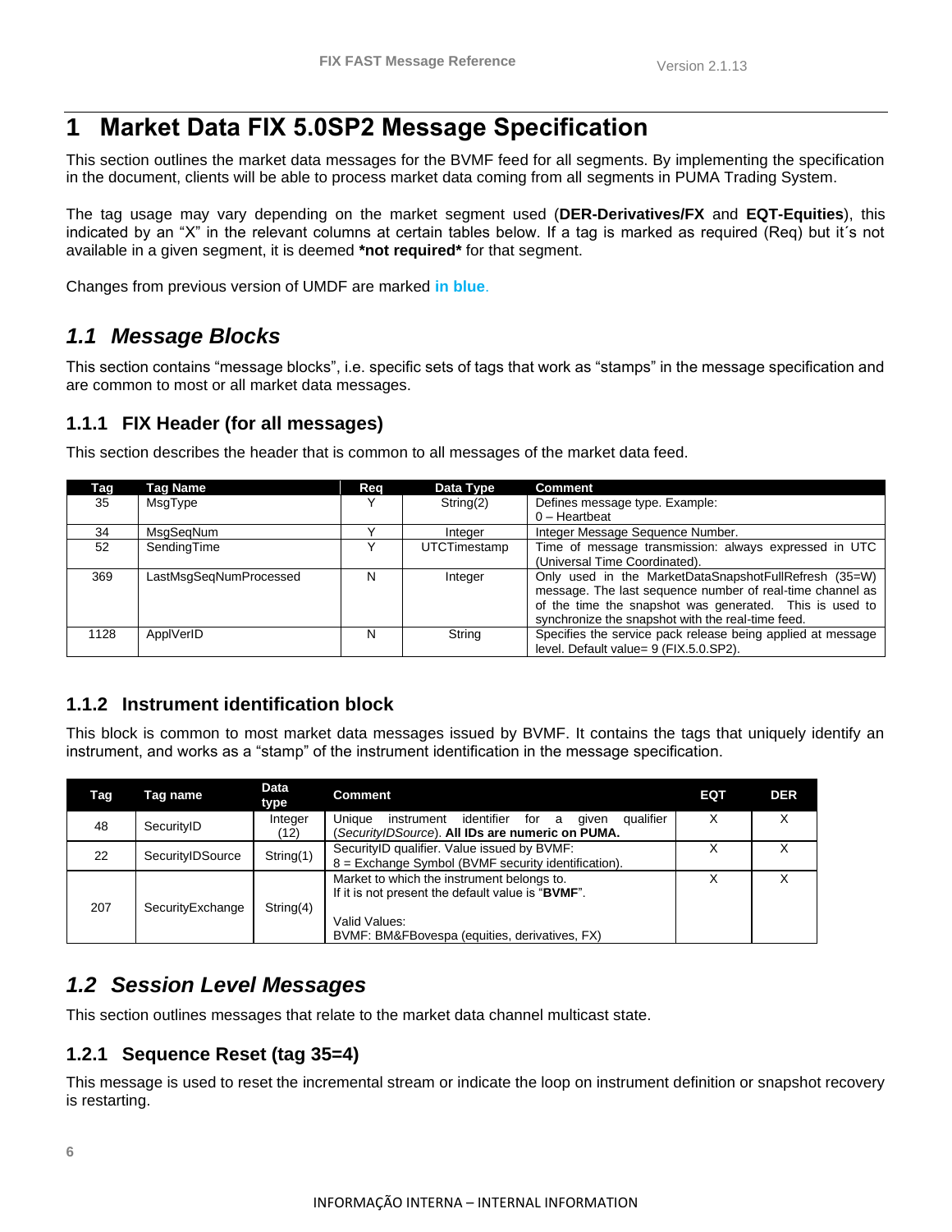# 1 Market Data FIX 5.0SP2 Message Specification

This section outlines the market data messages for the BVMF feed for all segments. By implementing the specification in the document, clients will be able to process market data coming from all segments in PUMA Trading System.

The tag usage may vary depending on the market segment used (**DER-Derivatives/FX** and **EQT-Equities**), this indicated by an "X" in the relevant columns at certain tables below. If a tag is marked as required (Req) but it´s not available in a given segment, it is deemed ***not required*** for that segment.

Changes from previous version of UMDF are marked **in blue**.

## *1.1 Message Blocks*

This section contains "message blocks", i.e. specific sets of tags that work as "stamps" in the message specification and are common to most or all market data messages.

### 1.1.1 FIX Header (for all messages)

This section describes the header that is common to all messages of the market data feed.

| Tag | Tag Name | Req | Data Type | Comment |
|---|---|---|---|---|
| 35 | MsgType | Y | String(2) | Defines message type. Example:<br>0 – Heartbeat |
| 34 | MsgSeqNum | Y | Integer | Integer Message Sequence Number. |
| 52 | SendingTime | Y | UTCTimestamp | Time of message transmission: always expressed in UTC (Universal Time Coordinated). |
| 369 | LastMsgSeqNumProcessed | N | Integer | Only used in the MarketDataSnapshotFullRefresh (35=W) message. The last sequence number of real-time channel as of the time the snapshot was generated. This is used to synchronize the snapshot with the real-time feed. |
| 1128 | ApplVerID | N | String | Specifies the service pack release being applied at message level. Default value= 9 (FIX.5.0.SP2). |

### 1.1.2 Instrument identification block

This block is common to most market data messages issued by BVMF. It contains the tags that uniquely identify an instrument, and works as a "stamp" of the instrument identification in the message specification.

| Tag | Tag name | Data type | Comment | EQT | DER |
|---|---|---|---|---|---|
| 48 | SecurityID | Integer (12) | Unique instrument identifier for a given qualifier (*SecurityIDSource*). **All IDs are numeric on PUMA.** | X | X |
| 22 | SecurityIDSource | String(1) | SecurityID qualifier. Value issued by BVMF:<br>8 = Exchange Symbol (BVMF security identification). | X | X |
| 207 | SecurityExchange | String(4) | Market to which the instrument belongs to.<br>If it is not present the default value is "**BVMF**".<br><br>Valid Values:<br>BVMF: BM&FBovespa (equities, derivatives, FX) | X | X |

## *1.2 Session Level Messages*

This section outlines messages that relate to the market data channel multicast state.

### 1.2.1 Sequence Reset (tag 35=4)

This message is used to reset the incremental stream or indicate the loop on instrument definition or snapshot recovery is restarting.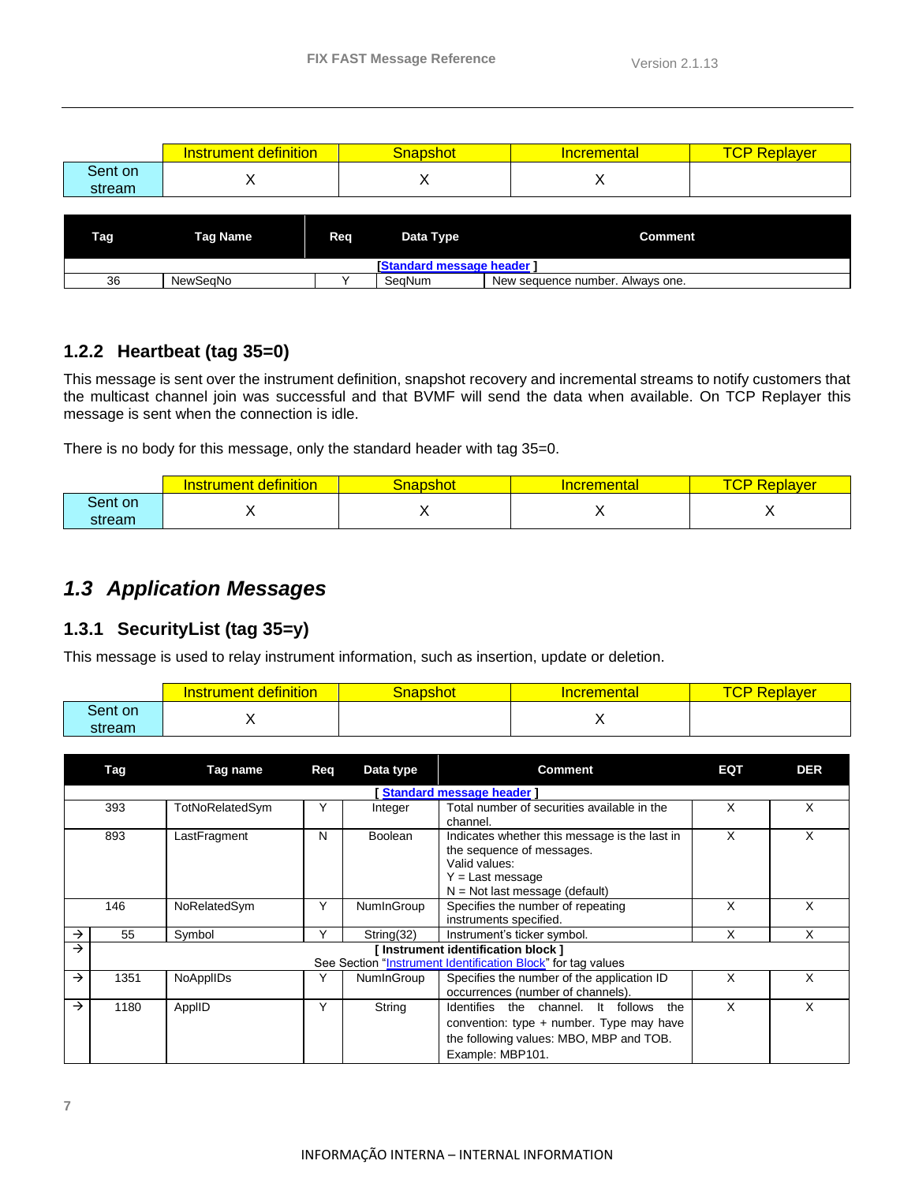| | Instrument definition | Snapshot | Incremental | TCP Replayer |
|---|---|---|---|---|
| Sent on stream | X | X | X | |

| Tag | Tag Name | Req | Data Type | Comment |
|---|---|---|---|---|
| [Standard message header ] | | | | |
| 36 | NewSeqNo | Y | SeqNum | New sequence number. Always one. |

### 1.2.2 Heartbeat (tag 35=0)

This message is sent over the instrument definition, snapshot recovery and incremental streams to notify customers that the multicast channel join was successful and that BVMF will send the data when available. On TCP Replayer this message is sent when the connection is idle.

There is no body for this message, only the standard header with tag 35=0.

| | Instrument definition | Snapshot | Incremental | TCP Replayer |
|---|---|---|---|---|
| Sent on stream | X | X | X | X |

## *1.3 Application Messages*

### 1.3.1 SecurityList (tag 35=y)

This message is used to relay instrument information, such as insertion, update or deletion.

| | Instrument definition | Snapshot | Incremental | TCP Replayer |
|---|---|---|---|---|
| Sent on stream | X | | X | |

| | Tag | Tag name | Req | Data type | Comment | EQT | DER |
|---|---|---|---|---|---|---|---|
| [ Standard message header ] | | | | | | | |
| | 393 | TotNoRelatedSym | Y | Integer | Total number of securities available in the channel. | X | X |
| | 893 | LastFragment | N | Boolean | Indicates whether this message is the last in the sequence of messages.<br>Valid values:<br>Y = Last message<br>N = Not last message (default) | X | X |
| | 146 | NoRelatedSym | Y | NumInGroup | Specifies the number of repeating instruments specified. | X | X |
| → | 55 | Symbol | Y | String(32) | Instrument's ticker symbol. | X | X |
| → | **[ Instrument identification block ]**<br>See Section "Instrument Identification Block" for tag values | | | | | | |
| → | 1351 | NoApplIDs | Y | NumInGroup | Specifies the number of the application ID occurrences (number of channels). | X | X |
| → | 1180 | ApplID | Y | String | Identifies the channel. It follows the convention: type + number. Type may have the following values: MBO, MBP and TOB. Example: MBP101. | X | X |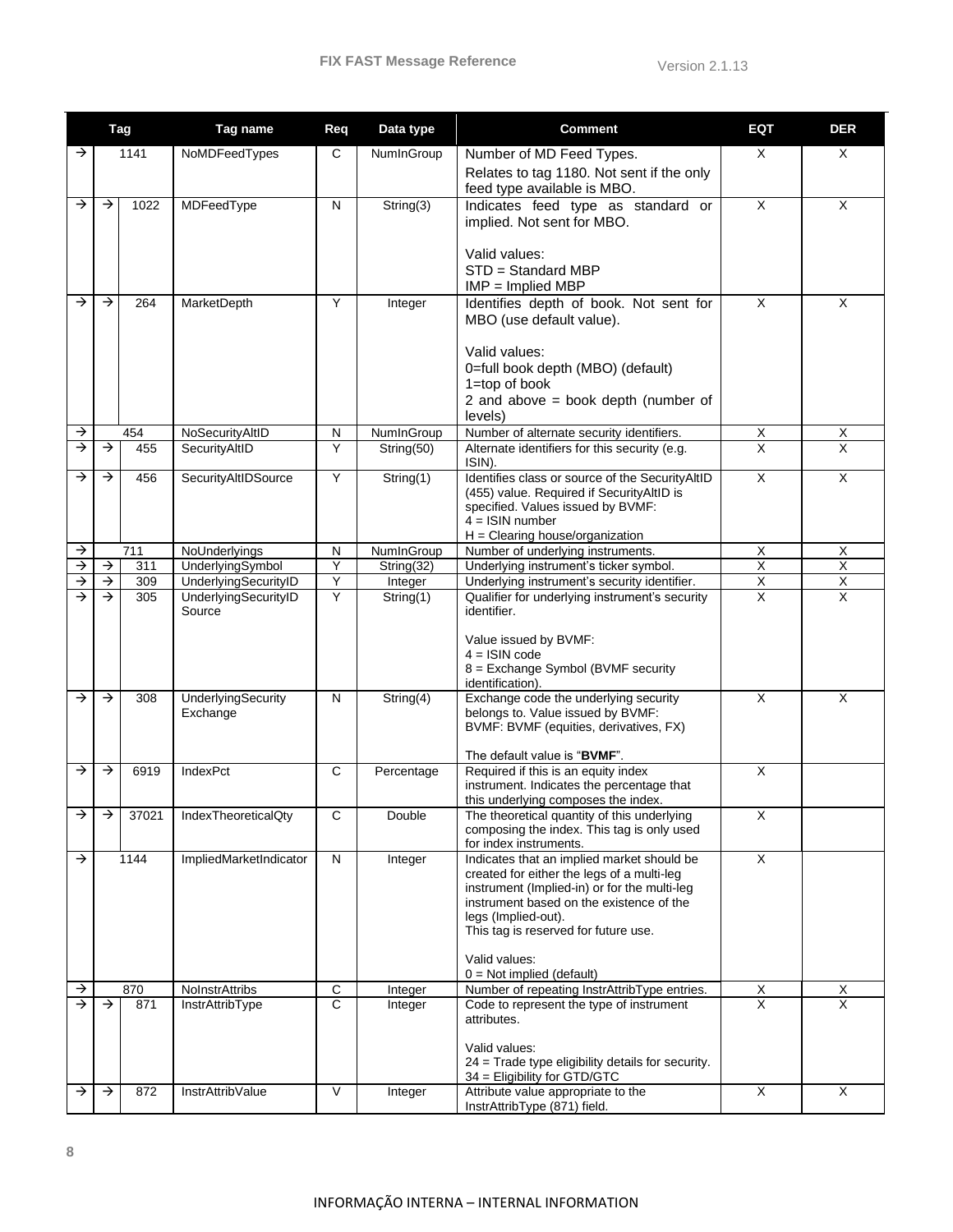| Tag | | | Tag name | Req | Data type | Comment | EQT | DER |
|---|---|---|---|---|---|---|---|---|
| → | 1141 | | NoMDFeedTypes | C | NumInGroup | Number of MD Feed Types.<br>Relates to tag 1180. Not sent if the only feed type available is MBO. | X | X |
| → | → | 1022 | MDFeedType | N | String(3) | Indicates feed type as standard or implied. Not sent for MBO.<br><br>Valid values:<br>STD = Standard MBP<br>IMP = Implied MBP | X | X |
| → | → | 264 | MarketDepth | Y | Integer | Identifies depth of book. Not sent for MBO (use default value).<br><br>Valid values:<br>0=full book depth (MBO) (default)<br>1=top of book<br>2 and above = book depth (number of levels) | X | X |
| → | 454 | | NoSecurityAltID | N | NumInGroup | Number of alternate security identifiers. | X | X |
| → | → | 455 | SecurityAltID | Y | String(50) | Alternate identifiers for this security (e.g. ISIN). | X | X |
| → | → | 456 | SecurityAltIDSource | Y | String(1) | Identifies class or source of the SecurityAltID (455) value. Required if SecurityAltID is specified. Values issued by BVMF:<br>4 = ISIN number<br>H = Clearing house/organization | X | X |
| → | 711 | | NoUnderlyings | N | NumInGroup | Number of underlying instruments. | X | X |
| → | → | 311 | UnderlyingSymbol | Y | String(32) | Underlying instrument's ticker symbol. | X | X |
| → | → | 309 | UnderlyingSecurityID | Y | Integer | Underlying instrument's security identifier. | X | X |
| → | → | 305 | UnderlyingSecurityID Source | Y | String(1) | Qualifier for underlying instrument's security identifier.<br><br>Value issued by BVMF:<br>4 = ISIN code<br>8 = Exchange Symbol (BVMF security identification). | X | X |
| → | → | 308 | UnderlyingSecurity Exchange | N | String(4) | Exchange code the underlying security belongs to. Value issued by BVMF:<br>BVMF: BVMF (equities, derivatives, FX)<br><br>The default value is "**BVMF**". | X | X |
| → | → | 6919 | IndexPct | C | Percentage | Required if this is an equity index instrument. Indicates the percentage that this underlying composes the index. | X | |
| → | → | 37021 | IndexTheoreticalQty | C | Double | The theoretical quantity of this underlying composing the index. This tag is only used for index instruments. | X | |
| → | 1144 | | ImpliedMarketIndicator | N | Integer | Indicates that an implied market should be created for either the legs of a multi-leg instrument (Implied-in) or for the multi-leg instrument based on the existence of the legs (Implied-out).<br>This tag is reserved for future use.<br><br>Valid values:<br>0 = Not implied (default) | X | |
| → | 870 | | NoInstrAttribs | C | Integer | Number of repeating InstrAttribType entries. | X | X |
| → | → | 871 | InstrAttribType | C | Integer | Code to represent the type of instrument attributes.<br><br>Valid values:<br>24 = Trade type eligibility details for security.<br>34 = Eligibility for GTD/GTC | X | X |
| → | → | 872 | InstrAttribValue | V | Integer | Attribute value appropriate to the InstrAttribType (871) field. | X | X |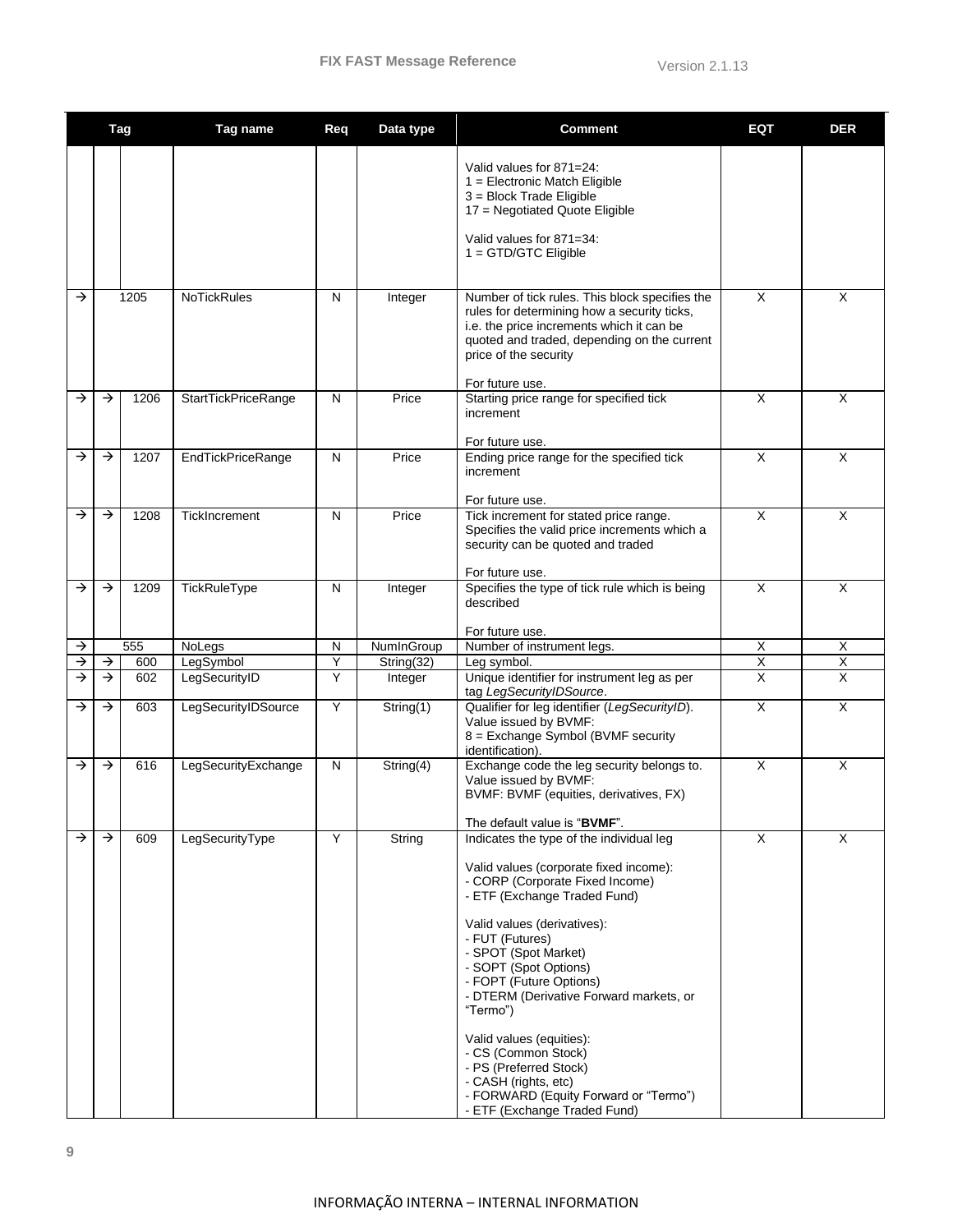| Tag | | | Tag name | Req | Data type | Comment | EQT | DER |
|---|---|---|---|---|---|---|---|---|
| | | | | | | Valid values for 871=24:<br>1 = Electronic Match Eligible<br>3 = Block Trade Eligible<br>17 = Negotiated Quote Eligible<br><br>Valid values for 871=34:<br>1 = GTD/GTC Eligible | | |
| → | 1205 | | NoTickRules | N | Integer | Number of tick rules. This block specifies the rules for determining how a security ticks, i.e. the price increments which it can be quoted and traded, depending on the current price of the security<br><br>For future use. | X | X |
| → | → | 1206 | StartTickPriceRange | N | Price | Starting price range for specified tick increment<br><br>For future use. | X | X |
| → | → | 1207 | EndTickPriceRange | N | Price | Ending price range for the specified tick increment<br><br>For future use. | X | X |
| → | → | 1208 | TickIncrement | N | Price | Tick increment for stated price range. Specifies the valid price increments which a security can be quoted and traded<br><br>For future use. | X | X |
| → | → | 1209 | TickRuleType | N | Integer | Specifies the type of tick rule which is being described<br><br>For future use. | X | X |
| → | 555 | | NoLegs | N | NumInGroup | Number of instrument legs. | X | X |
| → | → | 600 | LegSymbol | Y | String(32) | Leg symbol. | X | X |
| → | → | 602 | LegSecurityID | Y | Integer | Unique identifier for instrument leg as per tag *LegSecurityIDSource*. | X | X |
| → | → | 603 | LegSecurityIDSource | Y | String(1) | Qualifier for leg identifier (*LegSecurityID*). Value issued by BVMF:<br>8 = Exchange Symbol (BVMF security identification). | X | X |
| → | → | 616 | LegSecurityExchange | N | String(4) | Exchange code the leg security belongs to. Value issued by BVMF:<br>BVMF: BVMF (equities, derivatives, FX)<br><br>The default value is "**BVMF**". | X | X |
| → | → | 609 | LegSecurityType | Y | String | Indicates the type of the individual leg<br><br>Valid values (corporate fixed income):<br>- CORP (Corporate Fixed Income)<br>- ETF (Exchange Traded Fund)<br><br>Valid values (derivatives):<br>- FUT (Futures)<br>- SPOT (Spot Market)<br>- SOPT (Spot Options)<br>- FOPT (Future Options)<br>- DTERM (Derivative Forward markets, or "Termo")<br><br>Valid values (equities):<br>- CS (Common Stock)<br>- PS (Preferred Stock)<br>- CASH (rights, etc)<br>- FORWARD (Equity Forward or "Termo")<br>- ETF (Exchange Traded Fund) | X | X |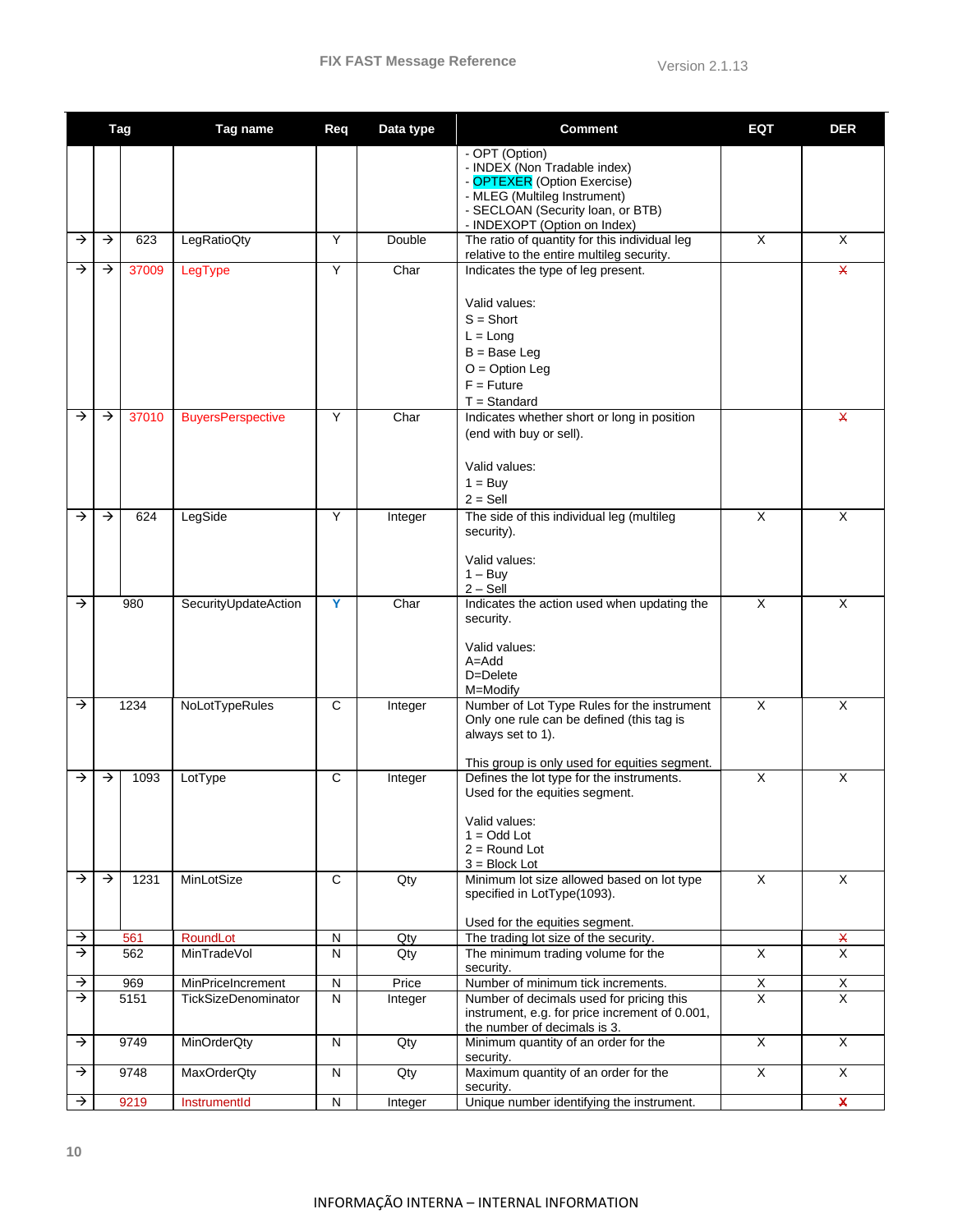| | | Tag | Tag name | Req | Data type | Comment | EQT | DER |
|---|---|---|---|---|---|---|---|---|
| | | | | | | - OPT (Option)<br>- INDEX (Non Tradable index)<br>- OPTEXER (Option Exercise)<br>- MLEG (Multileg Instrument)<br>- SECLOAN (Security loan, or BTB)<br>- INDEXOPT (Option on Index) | | |
| → | → | 623 | LegRatioQty | Y | Double | The ratio of quantity for this individual leg relative to the entire multileg security. | X | X |
| → | → | 37009 | LegType | Y | Char | Indicates the type of leg present.<br><br>Valid values:<br>S = Short<br>L = Long<br>B = Base Leg<br>O = Option Leg<br>F = Future<br>T = Standard | | X |
| → | → | 37010 | BuyersPerspective | Y | Char | Indicates whether short or long in position (end with buy or sell).<br><br>Valid values:<br>1 = Buy<br>2 = Sell | | X |
| → | → | 624 | LegSide | Y | Integer | The side of this individual leg (multileg security).<br><br>Valid values:<br>1 – Buy<br>2 – Sell | X | X |
| → | | 980 | SecurityUpdateAction | Y | Char | Indicates the action used when updating the security.<br><br>Valid values:<br>A=Add<br>D=Delete<br>M=Modify | X | X |
| → | | 1234 | NoLotTypeRules | C | Integer | Number of Lot Type Rules for the instrument Only one rule can be defined (this tag is always set to 1).<br><br>This group is only used for equities segment. | X | X |
| → | → | 1093 | LotType | C | Integer | Defines the lot type for the instruments. Used for the equities segment.<br><br>Valid values:<br>1 = Odd Lot<br>2 = Round Lot<br>3 = Block Lot | X | X |
| → | → | 1231 | MinLotSize | C | Qty | Minimum lot size allowed based on lot type specified in LotType(1093).<br><br>Used for the equities segment. | X | X |
| → | | 561 | RoundLot | N | Qty | The trading lot size of the security. | | X |
| → | | 562 | MinTradeVol | N | Qty | The minimum trading volume for the security. | X | X |
| → | | 969 | MinPriceIncrement | N | Price | Number of minimum tick increments. | X | X |
| → | | 5151 | TickSizeDenominator | N | Integer | Number of decimals used for pricing this instrument, e.g. for price increment of 0.001, the number of decimals is 3. | X | X |
| → | | 9749 | MinOrderQty | N | Qty | Minimum quantity of an order for the security. | X | X |
| → | | 9748 | MaxOrderQty | N | Qty | Maximum quantity of an order for the security. | X | X |
| → | | 9219 | InstrumentId | N | Integer | Unique number identifying the instrument. | | X |

INFORMAÇÃO INTERNA – INTERNAL INFORMATION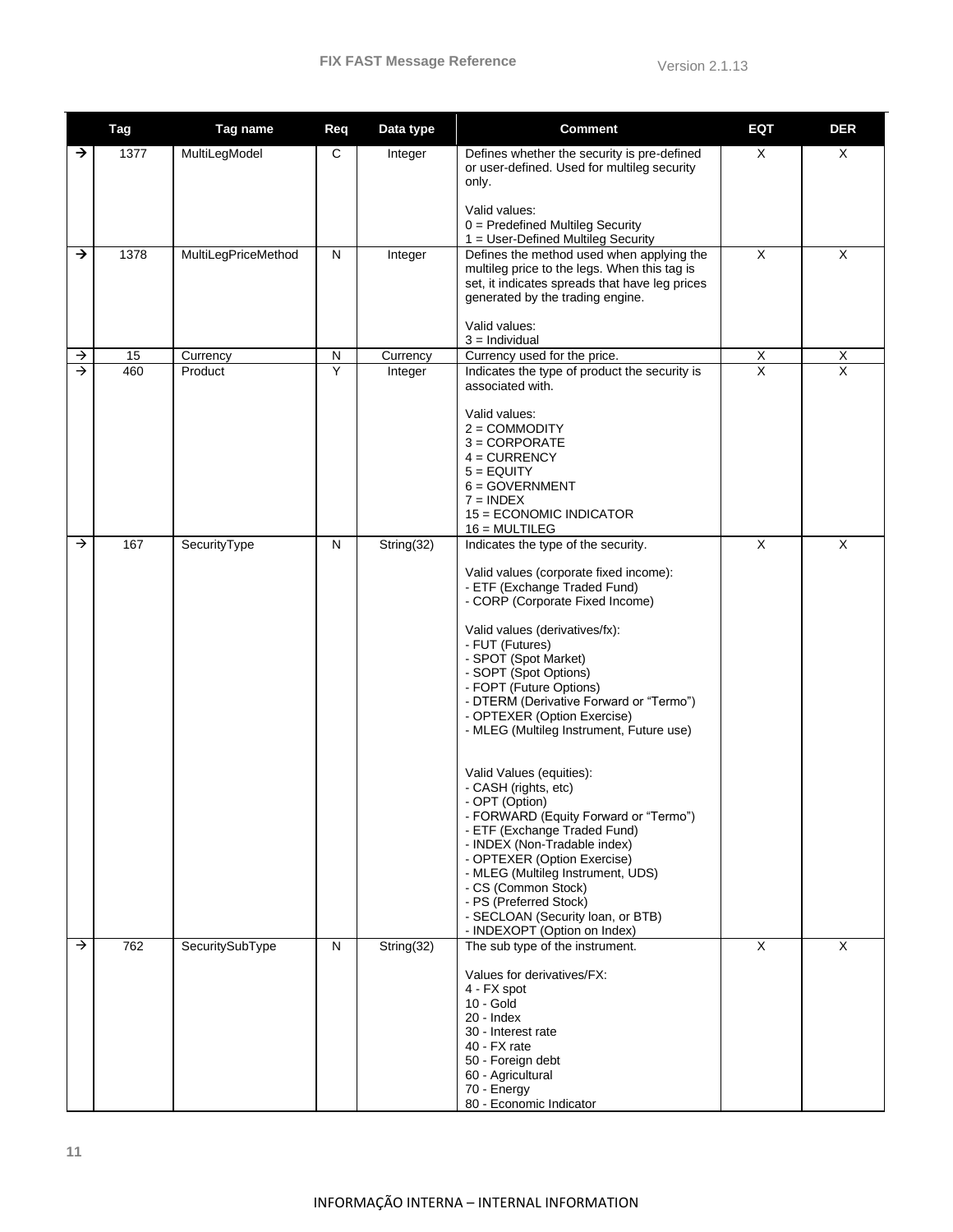| | Tag | Tag name | Req | Data type | Comment | EQT | DER |
|---|---|---|---|---|---|---|---|
| → | 1377 | MultiLegModel | C | Integer | Defines whether the security is pre-defined or user-defined. Used for multileg security only.<br><br>Valid values:<br>0 = Predefined Multileg Security<br>1 = User-Defined Multileg Security | X | X |
| → | 1378 | MultiLegPriceMethod | N | Integer | Defines the method used when applying the multileg price to the legs. When this tag is set, it indicates spreads that have leg prices generated by the trading engine.<br><br>Valid values:<br>3 = Individual | X | X |
| → | 15 | Currency | N | Currency | Currency used for the price. | X | X |
| → | 460 | Product | Y | Integer | Indicates the type of product the security is associated with.<br><br>Valid values:<br>2 = COMMODITY<br>3 = CORPORATE<br>4 = CURRENCY<br>5 = EQUITY<br>6 = GOVERNMENT<br>7 = INDEX<br>15 = ECONOMIC INDICATOR<br>16 = MULTILEG | X | X |
| → | 167 | SecurityType | N | String(32) | Indicates the type of the security.<br><br>Valid values (corporate fixed income):<br>- ETF (Exchange Traded Fund)<br>- CORP (Corporate Fixed Income)<br><br>Valid values (derivatives/fx):<br>- FUT (Futures)<br>- SPOT (Spot Market)<br>- SOPT (Spot Options)<br>- FOPT (Future Options)<br>- DTERM (Derivative Forward or "Termo")<br>- OPTEXER (Option Exercise)<br>- MLEG (Multileg Instrument, Future use)<br><br>Valid Values (equities):<br>- CASH (rights, etc)<br>- OPT (Option)<br>- FORWARD (Equity Forward or "Termo")<br>- ETF (Exchange Traded Fund)<br>- INDEX (Non-Tradable index)<br>- OPTEXER (Option Exercise)<br>- MLEG (Multileg Instrument, UDS)<br>- CS (Common Stock)<br>- PS (Preferred Stock)<br>- SECLOAN (Security loan, or BTB)<br>- INDEXOPT (Option on Index) | X | X |
| → | 762 | SecuritySubType | N | String(32) | The sub type of the instrument.<br><br>Values for derivatives/FX:<br>4 - FX spot<br>10 - Gold<br>20 - Index<br>30 - Interest rate<br>40 - FX rate<br>50 - Foreign debt<br>60 - Agricultural<br>70 - Energy<br>80 - Economic Indicator | X | X |

INFORMAÇÃO INTERNA – INTERNAL INFORMATION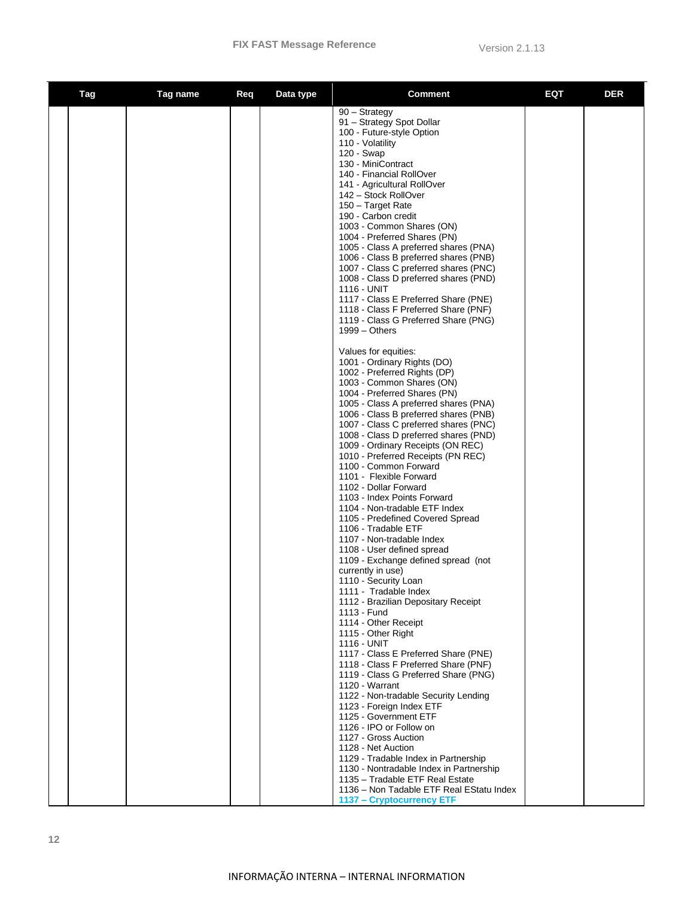| Tag | Tag name | Req | Data type | Comment | EQT | DER |
|---|---|---|---|---|---|---|
| | | | | 90 – Strategy<br>91 – Strategy Spot Dollar<br>100 - Future-style Option<br>110 - Volatility<br>120 - Swap<br>130 - MiniContract<br>140 - Financial RollOver<br>141 - Agricultural RollOver<br>142 – Stock RollOver<br>150 – Target Rate<br>190 - Carbon credit<br>1003 - Common Shares (ON)<br>1004 - Preferred Shares (PN)<br>1005 - Class A preferred shares (PNA)<br>1006 - Class B preferred shares (PNB)<br>1007 - Class C preferred shares (PNC)<br>1008 - Class D preferred shares (PND)<br>1116 - UNIT<br>1117 - Class E Preferred Share (PNE)<br>1118 - Class F Preferred Share (PNF)<br>1119 - Class G Preferred Share (PNG)<br>1999 – Others<br><br>Values for equities:<br>1001 - Ordinary Rights (DO)<br>1002 - Preferred Rights (DP)<br>1003 - Common Shares (ON)<br>1004 - Preferred Shares (PN)<br>1005 - Class A preferred shares (PNA)<br>1006 - Class B preferred shares (PNB)<br>1007 - Class C preferred shares (PNC)<br>1008 - Class D preferred shares (PND)<br>1009 - Ordinary Receipts (ON REC)<br>1010 - Preferred Receipts (PN REC)<br>1100 - Common Forward<br>1101 - Flexible Forward<br>1102 - Dollar Forward<br>1103 - Index Points Forward<br>1104 - Non-tradable ETF Index<br>1105 - Predefined Covered Spread<br>1106 - Tradable ETF<br>1107 - Non-tradable Index<br>1108 - User defined spread<br>1109 - Exchange defined spread (not currently in use)<br>1110 - Security Loan<br>1111 - Tradable Index<br>1112 - Brazilian Depositary Receipt<br>1113 - Fund<br>1114 - Other Receipt<br>1115 - Other Right<br>1116 - UNIT<br>1117 - Class E Preferred Share (PNE)<br>1118 - Class F Preferred Share (PNF)<br>1119 - Class G Preferred Share (PNG)<br>1120 - Warrant<br>1122 - Non-tradable Security Lending<br>1123 - Foreign Index ETF<br>1125 - Government ETF<br>1126 - IPO or Follow on<br>1127 - Gross Auction<br>1128 - Net Auction<br>1129 - Tradable Index in Partnership<br>1130 - Nontradable Index in Partnership<br>1135 – Tradable ETF Real Estate<br>1136 – Non Tadable ETF Real EStatu Index<br>**1137 – Cryptocurrency ETF** | | |

INFORMAÇÃO INTERNA – INTERNAL INFORMATION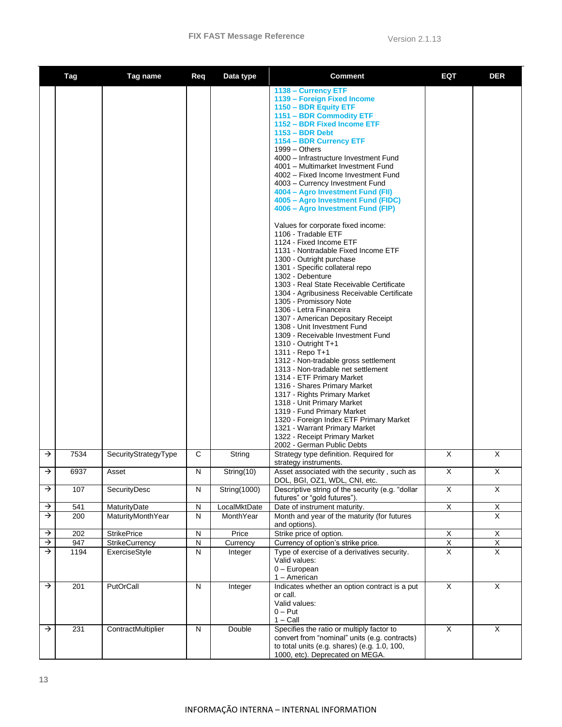| | Tag | Tag name | Req | Data type | Comment | EQT | DER |
|---|---|---|---|---|---|---|---|
| | | | | | **1138 – Currency ETF**<br>**1139 – Foreign Fixed Income**<br>**1150 – BDR Equity ETF**<br>**1151 – BDR Commodity ETF**<br>**1152 – BDR Fixed Income ETF**<br>**1153 – BDR Debt**<br>**1154 – BDR Currency ETF**<br>1999 – Others<br>4000 – Infrastructure Investment Fund<br>4001 – Multimarket Investment Fund<br>4002 – Fixed Income Investment Fund<br>4003 – Currency Investment Fund<br>**4004 – Agro Investment Fund (FII)**<br>**4005 – Agro Investment Fund (FIDC)**<br>**4006 – Agro Investment Fund (FIP)**<br><br>Values for corporate fixed income:<br>1106 - Tradable ETF<br>1124 - Fixed Income ETF<br>1131 - Nontradable Fixed Income ETF<br>1300 - Outright purchase<br>1301 - Specific collateral repo<br>1302 - Debenture<br>1303 - Real State Receivable Certificate<br>1304 - Agribusiness Receivable Certificate<br>1305 - Promissory Note<br>1306 - Letra Financeira<br>1307 - American Depositary Receipt<br>1308 - Unit Investment Fund<br>1309 - Receivable Investment Fund<br>1310 - Outright T+1<br>1311 - Repo T+1<br>1312 - Non-tradable gross settlement<br>1313 - Non-tradable net settlement<br>1314 - ETF Primary Market<br>1316 - Shares Primary Market<br>1317 - Rights Primary Market<br>1318 - Unit Primary Market<br>1319 - Fund Primary Market<br>1320 - Foreign Index ETF Primary Market<br>1321 - Warrant Primary Market<br>1322 - Receipt Primary Market<br>2002 - German Public Debts | | |
| → | 7534 | SecurityStrategyType | C | String | Strategy type definition. Required for strategy instruments. | X | X |
| → | 6937 | Asset | N | String(10) | Asset associated with the security , such as DOL, BGI, OZ1, WDL, CNI, etc. | X | X |
| → | 107 | SecurityDesc | N | String(1000) | Descriptive string of the security (e.g. "dollar futures" or "gold futures"). | X | X |
| → | 541 | MaturityDate | N | LocalMktDate | Date of instrument maturity. | X | X |
| → | 200 | MaturityMonthYear | N | MonthYear | Month and year of the maturity (for futures and options). | | X |
| → | 202 | StrikePrice | N | Price | Strike price of option. | X | X |
| → | 947 | StrikeCurrency | N | Currency | Currency of option's strike price. | X | X |
| → | 1194 | ExerciseStyle | N | Integer | Type of exercise of a derivatives security.<br>Valid values:<br>0 – European<br>1 – American | X | X |
| → | 201 | PutOrCall | N | Integer | Indicates whether an option contract is a put or call.<br>Valid values:<br>0 – Put<br>1 – Call | X | X |
| → | 231 | ContractMultiplier | N | Double | Specifies the ratio or multiply factor to convert from "nominal" units (e.g. contracts) to total units (e.g. shares) (e.g. 1.0, 100, 1000, etc). Deprecated on MEGA. | X | X |

INFORMAÇÃO INTERNA – INTERNAL INFORMATION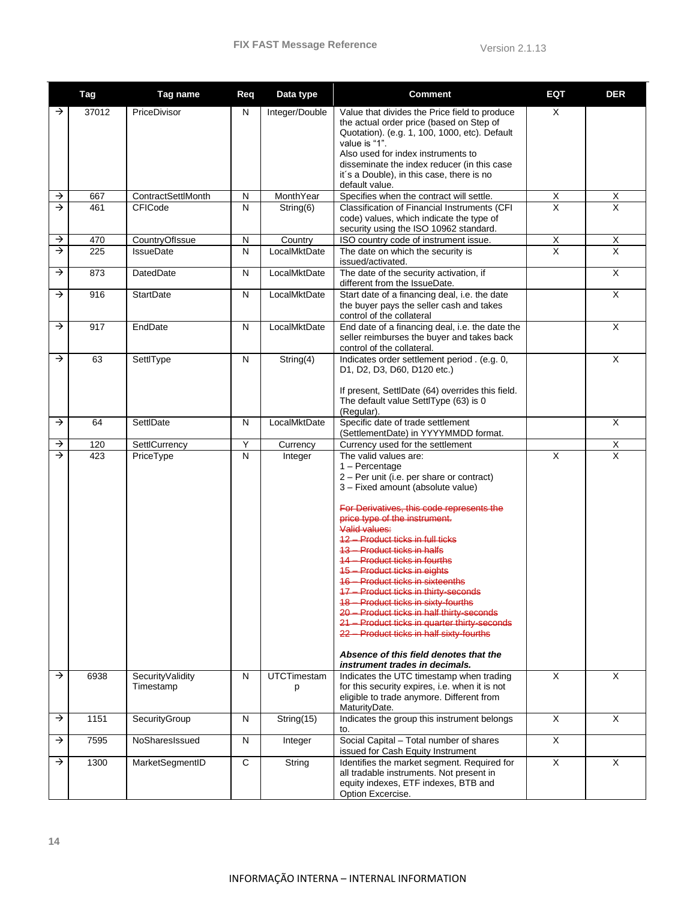| | Tag | Tag name | Req | Data type | Comment | EQT | DER |
|---|---|---|---|---|---|---|---|
| → | 37012 | PriceDivisor | N | Integer/Double | Value that divides the Price field to produce the actual order price (based on Step of Quotation). (e.g. 1, 100, 1000, etc). Default value is "1".<br>Also used for index instruments to disseminate the index reducer (in this case it´s a Double), in this case, there is no default value. | X | |
| → | 667 | ContractSettlMonth | N | MonthYear | Specifies when the contract will settle. | X | X |
| → | 461 | CFICode | N | String(6) | Classification of Financial Instruments (CFI code) values, which indicate the type of security using the ISO 10962 standard. | X | X |
| → | 470 | CountryOfIssue | N | Country | ISO country code of instrument issue. | X | X |
| → | 225 | IssueDate | N | LocalMktDate | The date on which the security is issued/activated. | X | X |
| → | 873 | DatedDate | N | LocalMktDate | The date of the security activation, if different from the IssueDate. | | X |
| → | 916 | StartDate | N | LocalMktDate | Start date of a financing deal, i.e. the date the buyer pays the seller cash and takes control of the collateral | | X |
| → | 917 | EndDate | N | LocalMktDate | End date of a financing deal, i.e. the date the seller reimburses the buyer and takes back control of the collateral. | | X |
| → | 63 | SettlType | N | String(4) | Indicates order settlement period . (e.g. 0, D1, D2, D3, D60, D120 etc.)<br><br>If present, SettlDate (64) overrides this field. The default value SettlType (63) is 0 (Regular). | | X |
| → | 64 | SettlDate | N | LocalMktDate | Specific date of trade settlement (SettlementDate) in YYYYMMDD format. | | X |
| → | 120 | SettlCurrency | Y | Currency | Currency used for the settlement | | X |
| → | 423 | PriceType | N | Integer | The valid values are:<br>1 – Percentage<br>2 – Per unit (i.e. per share or contract)<br>3 – Fixed amount (absolute value)<br><br>~~For Derivatives, this code represents the price type of the instrument.~~<br>~~Valid values:~~<br>~~12 – Product ticks in full ticks~~<br>~~13 – Product ticks in halfs~~<br>~~14 – Product ticks in fourths~~<br>~~15 – Product ticks in eights~~<br>~~16 – Product ticks in sixteenths~~<br>~~17 – Product ticks in thirty-seconds~~<br>~~18 – Product ticks in sixty-fourths~~<br>~~20 – Product ticks in half thirty-seconds~~<br>~~21 – Product ticks in quarter thirty-seconds~~<br>~~22 – Product ticks in half sixty-fourths~~<br><br>***Absence of this field denotes that the instrument trades in decimals.*** | X | X |
| → | 6938 | SecurityValidity Timestamp | N | UTCTimestamp | Indicates the UTC timestamp when trading for this security expires, i.e. when it is not eligible to trade anymore. Different from MaturityDate. | X | X |
| → | 1151 | SecurityGroup | N | String(15) | Indicates the group this instrument belongs to. | X | X |
| → | 7595 | NoSharesIssued | N | Integer | Social Capital – Total number of shares issued for Cash Equity Instrument | X | |
| → | 1300 | MarketSegmentID | C | String | Identifies the market segment. Required for all tradable instruments. Not present in equity indexes, ETF indexes, BTB and Option Excercise. | X | X |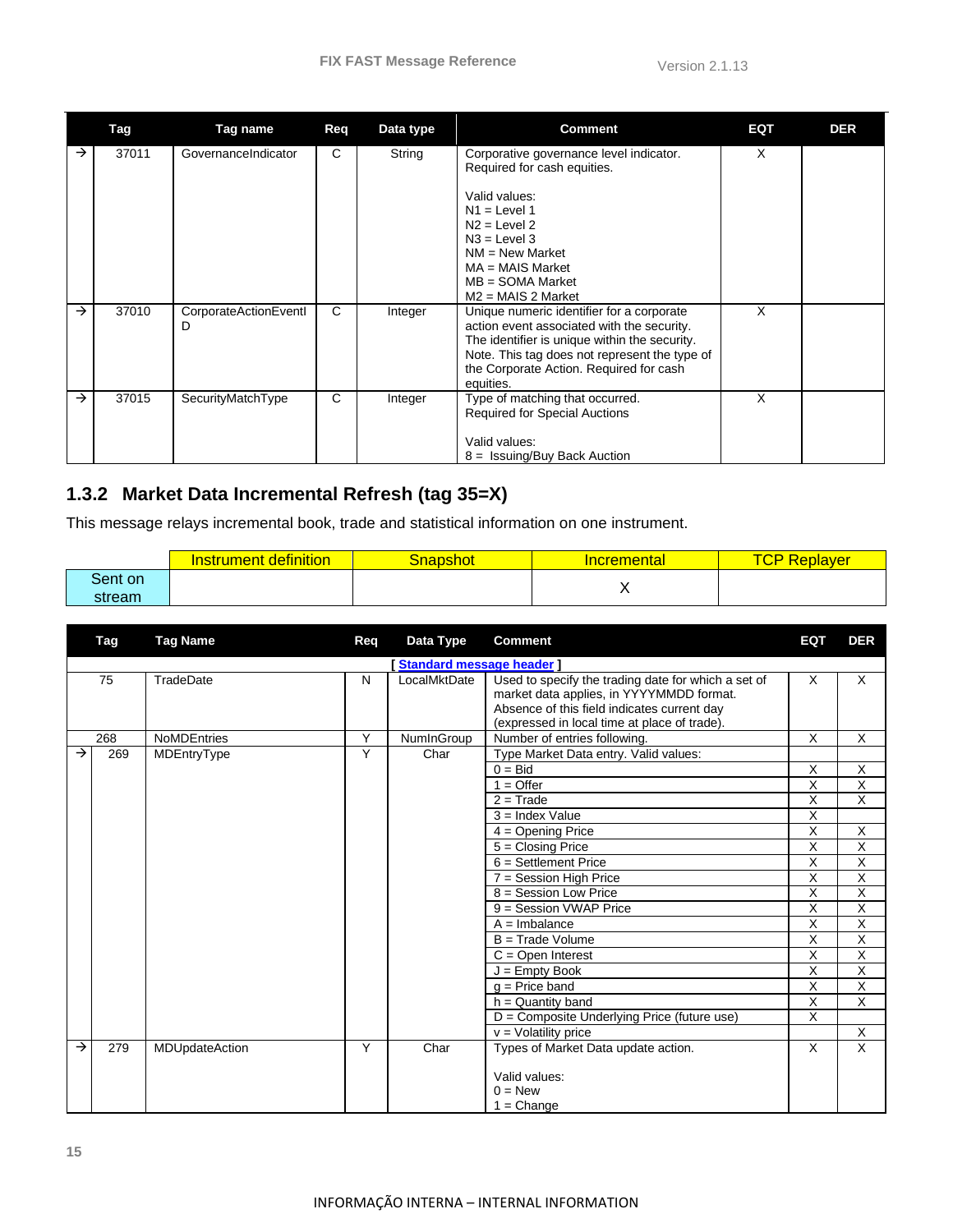| | Tag | Tag name | Req | Data type | Comment | EQT | DER |
|---|---|---|---|---|---|---|---|
| → | 37011 | GovernanceIndicator | C | String | Corporative governance level indicator. Required for cash equities.<br><br>Valid values:<br>N1 = Level 1<br>N2 = Level 2<br>N3 = Level 3<br>NM = New Market<br>MA = MAIS Market<br>MB = SOMA Market<br>M2 = MAIS 2 Market | X | |
| → | 37010 | CorporateActionEventID | C | Integer | Unique numeric identifier for a corporate action event associated with the security. The identifier is unique within the security. Note. This tag does not represent the type of the Corporate Action. Required for cash equities. | X | |
| → | 37015 | SecurityMatchType | C | Integer | Type of matching that occurred. Required for Special Auctions<br><br>Valid values:<br>8 = Issuing/Buy Back Auction | X | |

### 1.3.2 Market Data Incremental Refresh (tag 35=X)

This message relays incremental book, trade and statistical information on one instrument.

| | Instrument definition | Snapshot | Incremental | TCP Replayer |
|---|---|---|---|---|
| Sent on stream | | | X | |

| | Tag | Tag Name | Req | Data Type | Comment | EQT | DER |
|---|---|---|---|---|---|---|---|
| | | | | | [ Standard message header ] | | |
| | 75 | TradeDate | N | LocalMktDate | Used to specify the trading date for which a set of market data applies, in YYYYMMDD format. Absence of this field indicates current day (expressed in local time at place of trade). | X | X |
| | 268 | NoMDEntries | Y | NumInGroup | Number of entries following. | X | X |
| → | 269 | MDEntryType | Y | Char | Type Market Data entry. Valid values: | | |
| | | | | | 0 = Bid | X | X |
| | | | | | 1 = Offer | X | X |
| | | | | | 2 = Trade | X | X |
| | | | | | 3 = Index Value | X | |
| | | | | | 4 = Opening Price | X | X |
| | | | | | 5 = Closing Price | X | X |
| | | | | | 6 = Settlement Price | X | X |
| | | | | | 7 = Session High Price | X | X |
| | | | | | 8 = Session Low Price | X | X |
| | | | | | 9 = Session VWAP Price | X | X |
| | | | | | A = Imbalance | X | X |
| | | | | | B = Trade Volume | X | X |
| | | | | | C = Open Interest | X | X |
| | | | | | J = Empty Book | X | X |
| | | | | | g = Price band | X | X |
| | | | | | h = Quantity band | X | X |
| | | | | | D = Composite Underlying Price (future use) | X | |
| | | | | | v = Volatility price | | X |
| → | 279 | MDUpdateAction | Y | Char | Types of Market Data update action.<br><br>Valid values:<br>0 = New<br>1 = Change | X | X |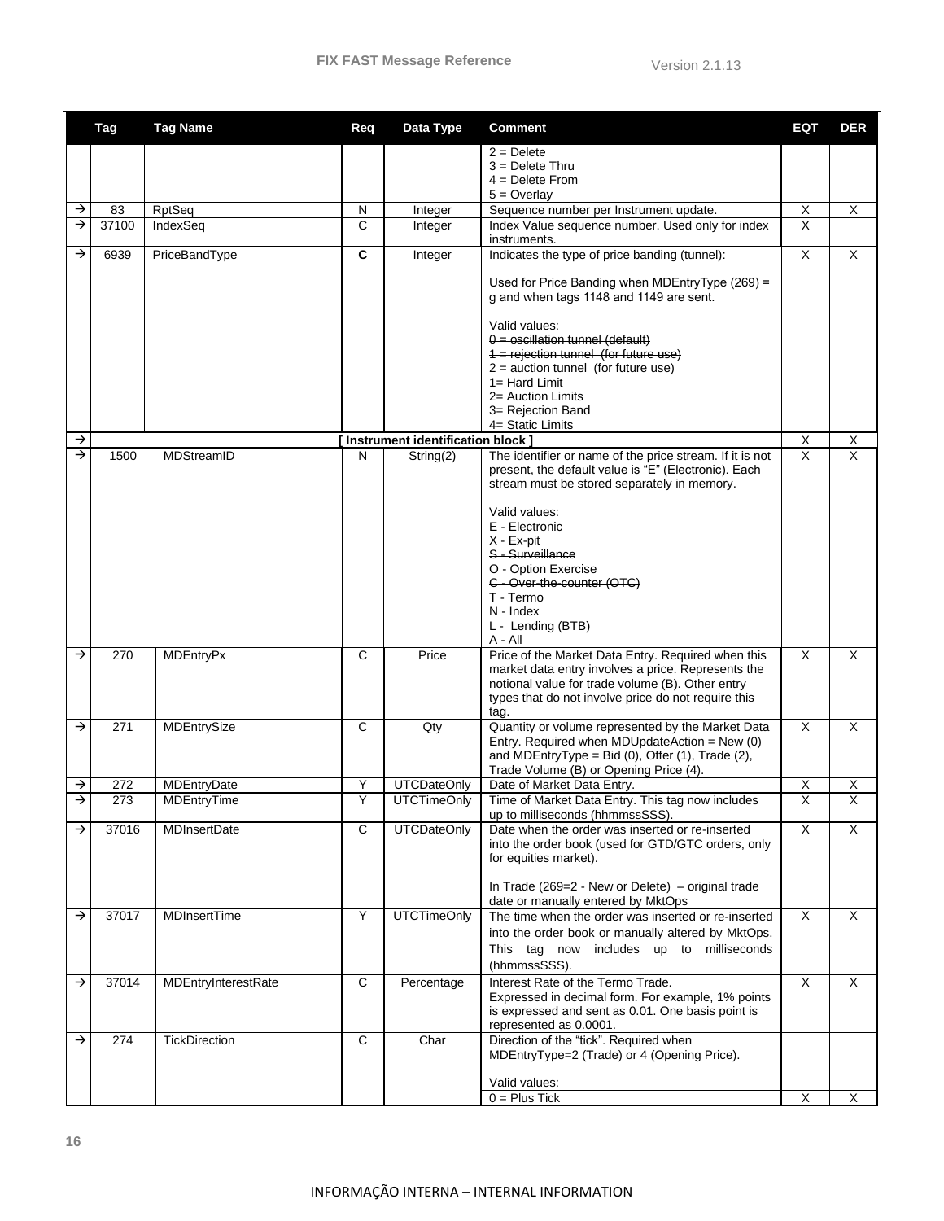| | Tag | Tag Name | Req | Data Type | Comment | EQT | DER |
|---|---|---|---|---|---|---|---|
| | | | | | 2 = Delete<br>3 = Delete Thru<br>4 = Delete From<br>5 = Overlay | | |
| → | 83 | RptSeq | N | Integer | Sequence number per Instrument update. | X | X |
| → | 37100 | IndexSeq | C | Integer | Index Value sequence number. Used only for index instruments. | X | |
| → | 6939 | PriceBandType | **C** | Integer | Indicates the type of price banding (tunnel):<br><br>Used for Price Banding when MDEntryType (269) = g and when tags 1148 and 1149 are sent.<br><br>Valid values:<br>~~0 = oscillation tunnel (default)~~<br>~~1 = rejection tunnel (for future use)~~<br>~~2 = auction tunnel (for future use)~~<br>1= Hard Limit<br>2= Auction Limits<br>3= Rejection Band<br>4= Static Limits | X | X |
| → | | | | [ Instrument identification block ] | | X | X |
| → | 1500 | MDStreamID | N | String(2) | The identifier or name of the price stream. If it is not present, the default value is "E" (Electronic). Each stream must be stored separately in memory.<br><br>Valid values:<br>E - Electronic<br>X - Ex-pit<br>~~S - Surveillance~~<br>O - Option Exercise<br>~~C - Over-the-counter (OTC)~~<br>T - Termo<br>N - Index<br>L - Lending (BTB)<br>A - All | X | X |
| → | 270 | MDEntryPx | C | Price | Price of the Market Data Entry. Required when this market data entry involves a price. Represents the notional value for trade volume (B). Other entry types that do not involve price do not require this tag. | X | X |
| → | 271 | MDEntrySize | C | Qty | Quantity or volume represented by the Market Data Entry. Required when MDUpdateAction = New (0) and MDEntryType = Bid (0), Offer (1), Trade (2), Trade Volume (B) or Opening Price (4). | X | X |
| → | 272 | MDEntryDate | Y | UTCDateOnly | Date of Market Data Entry. | X | X |
| → | 273 | MDEntryTime | Y | UTCTimeOnly | Time of Market Data Entry. This tag now includes up to milliseconds (hhmmssSSS). | X | X |
| → | 37016 | MDInsertDate | C | UTCDateOnly | Date when the order was inserted or re-inserted into the order book (used for GTD/GTC orders, only for equities market).<br><br>In Trade (269=2 - New or Delete) – original trade date or manually entered by MktOps | X | X |
| → | 37017 | MDInsertTime | Y | UTCTimeOnly | The time when the order was inserted or re-inserted into the order book or manually altered by MktOps. This tag now includes up to milliseconds (hhmmssSSS). | X | X |
| → | 37014 | MDEntryInterestRate | C | Percentage | Interest Rate of the Termo Trade.<br>Expressed in decimal form. For example, 1% points is expressed and sent as 0.01. One basis point is represented as 0.0001. | X | X |
| → | 274 | TickDirection | C | Char | Direction of the "tick". Required when MDEntryType=2 (Trade) or 4 (Opening Price).<br><br>Valid values: | | |
| | | | | | 0 = Plus Tick | X | X |

INFORMAÇÃO INTERNA – INTERNAL INFORMATION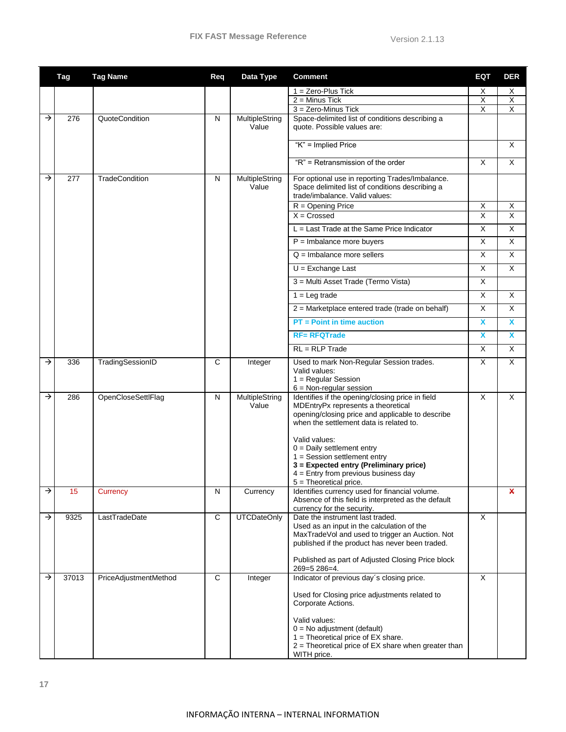| | Tag | Tag Name | Req | Data Type | Comment | EQT | DER |
|---|---|---|---|---|---|---|---|
| | | | | | 1 = Zero-Plus Tick | X | X |
| | | | | | 2 = Minus Tick | X | X |
| | | | | | 3 = Zero-Minus Tick | X | X |
| → | 276 | QuoteCondition | N | MultipleString Value | Space-delimited list of conditions describing a quote. Possible values are: | | |
| | | | | | "K" = Implied Price | | X |
| | | | | | "R" = Retransmission of the order | X | X |
| → | 277 | TradeCondition | N | MultipleString Value | For optional use in reporting Trades/Imbalance. Space delimited list of conditions describing a trade/imbalance. Valid values: | | |
| | | | | | R = Opening Price | X | X |
| | | | | | X = Crossed | X | X |
| | | | | | L = Last Trade at the Same Price Indicator | X | X |
| | | | | | P = Imbalance more buyers | X | X |
| | | | | | Q = Imbalance more sellers | X | X |
| | | | | | U = Exchange Last | X | X |
| | | | | | 3 = Multi Asset Trade (Termo Vista) | X | |
| | | | | | 1 = Leg trade | X | X |
| | | | | | 2 = Marketplace entered trade (trade on behalf) | X | X |
| | | | | | **PT = Point in time auction** | **X** | **X** |
| | | | | | **RF= RFQTrade** | **X** | **X** |
| | | | | | RL = RLP Trade | X | X |
| → | 336 | TradingSessionID | C | Integer | Used to mark Non-Regular Session trades. Valid values:<br>1 = Regular Session<br>6 = Non-regular session | X | X |
| → | 286 | OpenCloseSettlFlag | N | MultipleString Value | Identifies if the opening/closing price in field MDEntryPx represents a theoretical opening/closing price and applicable to describe when the settlement data is related to.<br><br>Valid values:<br>0 = Daily settlement entry<br>1 = Session settlement entry<br>**3 = Expected entry (Preliminary price)**<br>4 = Entry from previous business day<br>5 = Theoretical price. | X | X |
| → | 15 | Currency | N | Currency | Identifies currency used for financial volume. Absence of this field is interpreted as the default currency for the security. | | ~~X~~ |
| → | 9325 | LastTradeDate | C | UTCDateOnly | Date the instrument last traded.<br>Used as an input in the calculation of the MaxTradeVol and used to trigger an Auction. Not published if the product has never been traded.<br><br>Published as part of Adjusted Closing Price block 269=5 286=4. | X | |
| → | 37013 | PriceAdjustmentMethod | C | Integer | Indicator of previous day´s closing price.<br><br>Used for Closing price adjustments related to Corporate Actions.<br><br>Valid values:<br>0 = No adjustment (default)<br>1 = Theoretical price of EX share.<br>2 = Theoretical price of EX share when greater than WITH price. | X | |

INFORMAÇÃO INTERNA – INTERNAL INFORMATION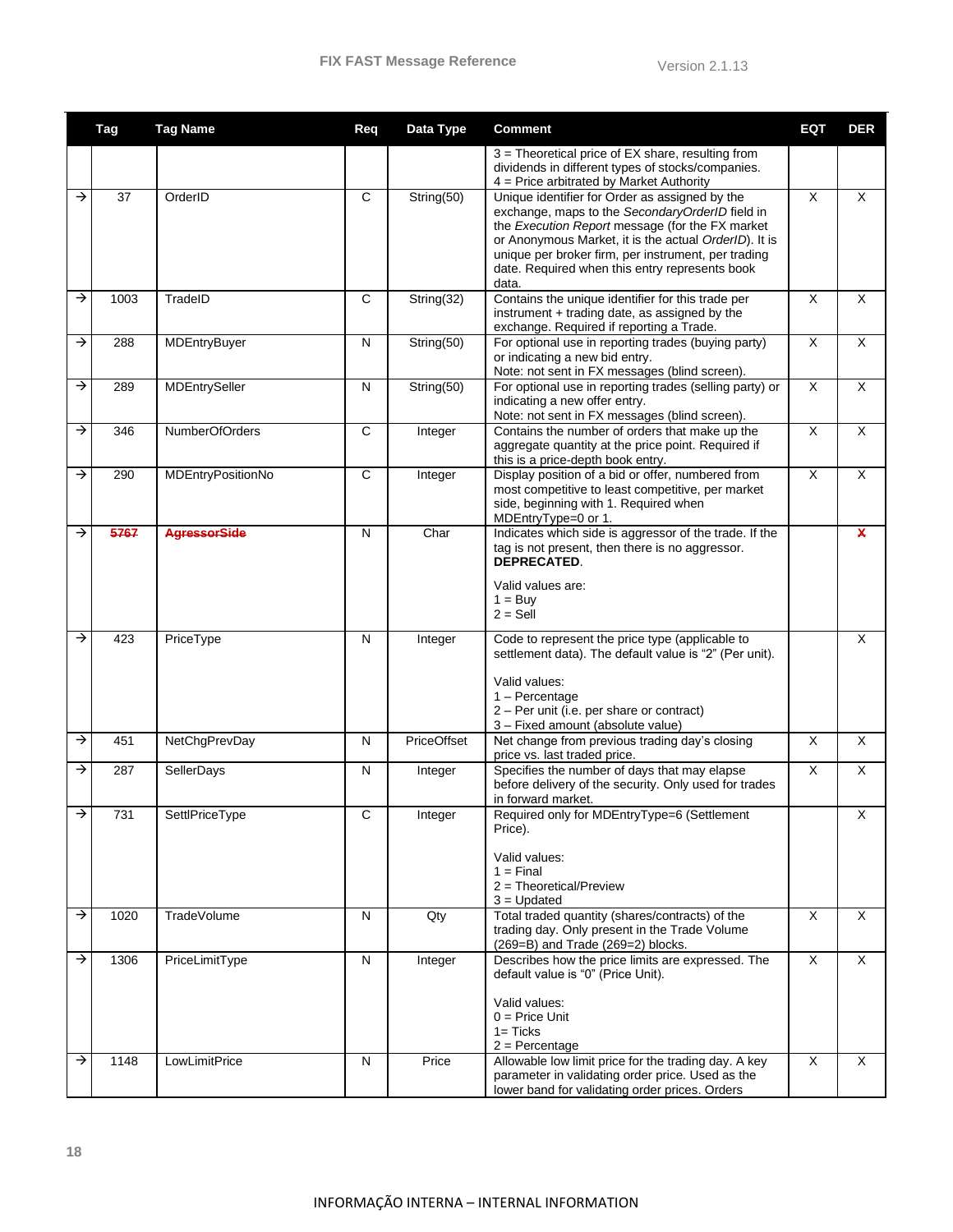| | Tag | Tag Name | Req | Data Type | Comment | EQT | DER |
|---|---|---|---|---|---|---|---|
| | | | | | 3 = Theoretical price of EX share, resulting from dividends in different types of stocks/companies.<br>4 = Price arbitrated by Market Authority | | |
| → | 37 | OrderID | C | String(50) | Unique identifier for Order as assigned by the exchange, maps to the *SecondaryOrderID* field in the *Execution Report* message (for the FX market or Anonymous Market, it is the actual *OrderID*). It is unique per broker firm, per instrument, per trading date. Required when this entry represents book data. | X | X |
| → | 1003 | TradeID | C | String(32) | Contains the unique identifier for this trade per instrument + trading date, as assigned by the exchange. Required if reporting a Trade. | X | X |
| → | 288 | MDEntryBuyer | N | String(50) | For optional use in reporting trades (buying party) or indicating a new bid entry.<br>Note: not sent in FX messages (blind screen). | X | X |
| → | 289 | MDEntrySeller | N | String(50) | For optional use in reporting trades (selling party) or indicating a new offer entry.<br>Note: not sent in FX messages (blind screen). | X | X |
| → | 346 | NumberOfOrders | C | Integer | Contains the number of orders that make up the aggregate quantity at the price point. Required if this is a price-depth book entry. | X | X |
| → | 290 | MDEntryPositionNo | C | Integer | Display position of a bid or offer, numbered from most competitive to least competitive, per market side, beginning with 1. Required when MDEntryType=0 or 1. | X | X |
| → | ~~5767~~ | ~~AgressorSide~~ | N | Char | Indicates which side is aggressor of the trade. If the tag is not present, then there is no aggressor. **DEPRECATED**.<br><br>Valid values are:<br>1 = Buy<br>2 = Sell | | ~~X~~ |
| → | 423 | PriceType | N | Integer | Code to represent the price type (applicable to settlement data). The default value is "2" (Per unit).<br><br>Valid values:<br>1 – Percentage<br>2 – Per unit (i.e. per share or contract)<br>3 – Fixed amount (absolute value) | | X |
| → | 451 | NetChgPrevDay | N | PriceOffset | Net change from previous trading day's closing price vs. last traded price. | X | X |
| → | 287 | SellerDays | N | Integer | Specifies the number of days that may elapse before delivery of the security. Only used for trades in forward market. | X | X |
| → | 731 | SettlPriceType | C | Integer | Required only for MDEntryType=6 (Settlement Price).<br><br>Valid values:<br>1 = Final<br>2 = Theoretical/Preview<br>3 = Updated | | X |
| → | 1020 | TradeVolume | N | Qty | Total traded quantity (shares/contracts) of the trading day. Only present in the Trade Volume (269=B) and Trade (269=2) blocks. | X | X |
| → | 1306 | PriceLimitType | N | Integer | Describes how the price limits are expressed. The default value is "0" (Price Unit).<br><br>Valid values:<br>0 = Price Unit<br>1= Ticks<br>2 = Percentage | X | X |
| → | 1148 | LowLimitPrice | N | Price | Allowable low limit price for the trading day. A key parameter in validating order price. Used as the lower band for validating order prices. Orders | X | X |

INFORMAÇÃO INTERNA – INTERNAL INFORMATION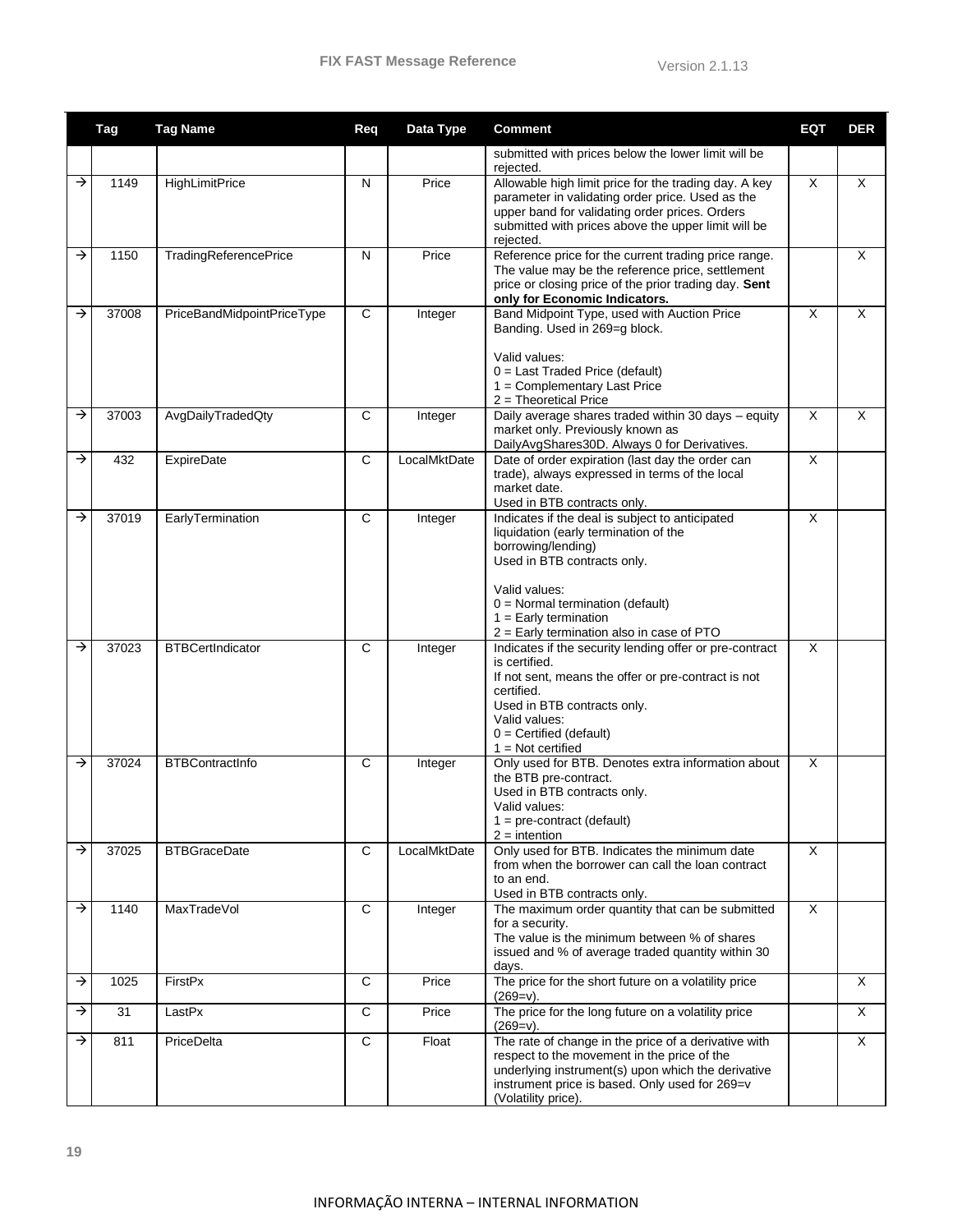|  | Tag | Tag Name | Req | Data Type | Comment | EQT | DER |
|---|---|---|---|---|---|---|---|
|  |  |  |  |  | submitted with prices below the lower limit will be rejected. |  |  |
| → | 1149 | HighLimitPrice | N | Price | Allowable high limit price for the trading day. A key parameter in validating order price. Used as the upper band for validating order prices. Orders submitted with prices above the upper limit will be rejected. | X | X |
| → | 1150 | TradingReferencePrice | N | Price | Reference price for the current trading price range. The value may be the reference price, settlement price or closing price of the prior trading day. **Sent only for Economic Indicators.** |  | X |
| → | 37008 | PriceBandMidpointPriceType | C | Integer | Band Midpoint Type, used with Auction Price Banding. Used in 269=g block.<br><br>Valid values:<br>0 = Last Traded Price (default)<br>1 = Complementary Last Price<br>2 = Theoretical Price | X | X |
| → | 37003 | AvgDailyTradedQty | C | Integer | Daily average shares traded within 30 days – equity market only. Previously known as DailyAvgShares30D. Always 0 for Derivatives. | X | X |
| → | 432 | ExpireDate | C | LocalMktDate | Date of order expiration (last day the order can trade), always expressed in terms of the local market date.<br>Used in BTB contracts only. | X |  |
| → | 37019 | EarlyTermination | C | Integer | Indicates if the deal is subject to anticipated liquidation (early termination of the borrowing/lending)<br>Used in BTB contracts only.<br><br>Valid values:<br>0 = Normal termination (default)<br>1 = Early termination<br>2 = Early termination also in case of PTO | X |  |
| → | 37023 | BTBCertIndicator | C | Integer | Indicates if the security lending offer or pre-contract is certified.<br>If not sent, means the offer or pre-contract is not certified.<br>Used in BTB contracts only.<br>Valid values:<br>0 = Certified (default)<br>1 = Not certified | X |  |
| → | 37024 | BTBContractInfo | C | Integer | Only used for BTB. Denotes extra information about the BTB pre-contract.<br>Used in BTB contracts only.<br>Valid values:<br>1 = pre-contract (default)<br>2 = intention | X |  |
| → | 37025 | BTBGraceDate | C | LocalMktDate | Only used for BTB. Indicates the minimum date from when the borrower can call the loan contract to an end.<br>Used in BTB contracts only. | X |  |
| → | 1140 | MaxTradeVol | C | Integer | The maximum order quantity that can be submitted for a security.<br>The value is the minimum between % of shares issued and % of average traded quantity within 30 days. | X |  |
| → | 1025 | FirstPx | C | Price | The price for the short future on a volatility price (269=v). |  | X |
| → | 31 | LastPx | C | Price | The price for the long future on a volatility price (269=v). |  | X |
| → | 811 | PriceDelta | C | Float | The rate of change in the price of a derivative with respect to the movement in the price of the underlying instrument(s) upon which the derivative instrument price is based. Only used for 269=v (Volatility price). |  | X |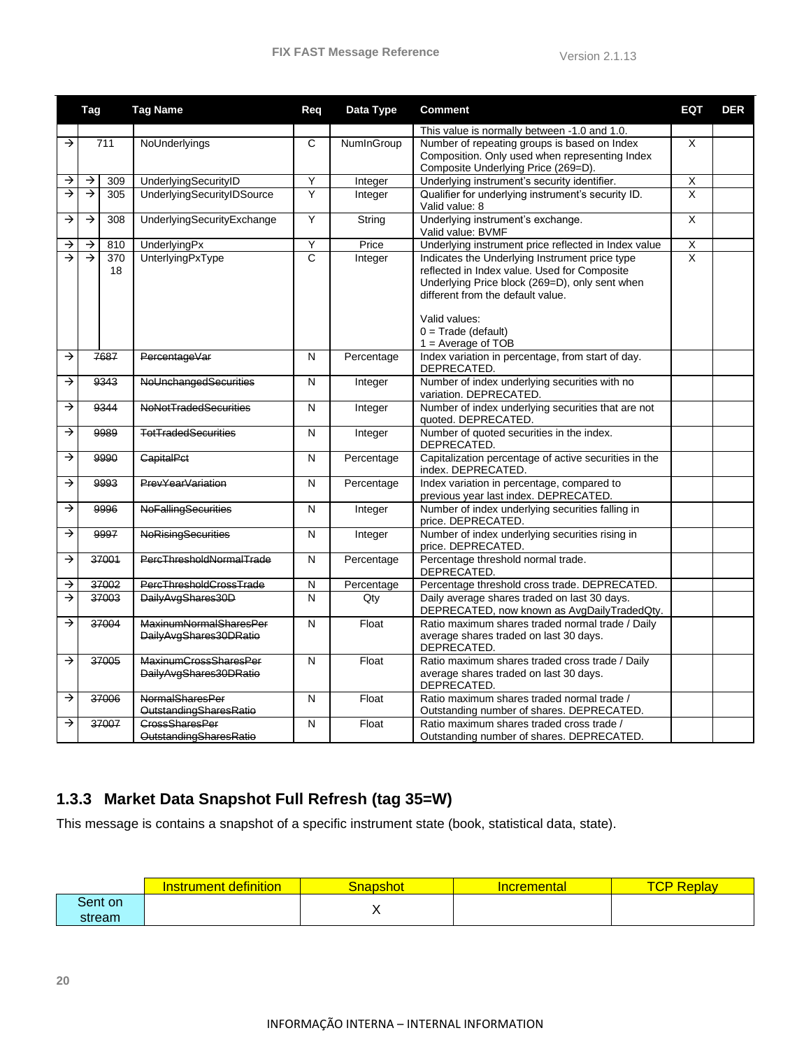| Tag | | | Tag Name | Req | Data Type | Comment | EQT | DER |
|---|---|---|---|---|---|---|---|---|
| | | | | | | This value is normally between -1.0 and 1.0. | | |
| → | 711 | | NoUnderlyings | C | NumInGroup | Number of repeating groups is based on Index Composition. Only used when representing Index Composite Underlying Price (269=D). | X | |
| → | → | 309 | UnderlyingSecurityID | Y | Integer | Underlying instrument's security identifier. | X | |
| → | → | 305 | UnderlyingSecurityIDSource | Y | Integer | Qualifier for underlying instrument's security ID. Valid value: 8 | X | |
| → | → | 308 | UnderlyingSecurityExchange | Y | String | Underlying instrument's exchange. Valid value: BVMF | X | |
| → | → | 810 | UnderlyingPx | Y | Price | Underlying instrument price reflected in Index value | X | |
| → | → | 37018 | UnterlyingPxType | C | Integer | Indicates the Underlying Instrument price type reflected in Index value. Used for Composite Underlying Price block (269=D), only sent when different from the default value.<br><br>Valid values:<br>0 = Trade (default)<br>1 = Average of TOB | X | |
| → | ~~7687~~ | | ~~PercentageVar~~ | N | Percentage | Index variation in percentage, from start of day. DEPRECATED. | | |
| → | ~~9343~~ | | ~~NoUnchangedSecurities~~ | N | Integer | Number of index underlying securities with no variation. DEPRECATED. | | |
| → | ~~9344~~ | | ~~NoNotTradedSecurities~~ | N | Integer | Number of index underlying securities that are not quoted. DEPRECATED. | | |
| → | ~~9989~~ | | ~~TotTradedSecurities~~ | N | Integer | Number of quoted securities in the index. DEPRECATED. | | |
| → | ~~9990~~ | | ~~CapitalPct~~ | N | Percentage | Capitalization percentage of active securities in the index. DEPRECATED. | | |
| → | ~~9993~~ | | ~~PrevYearVariation~~ | N | Percentage | Index variation in percentage, compared to previous year last index. DEPRECATED. | | |
| → | ~~9996~~ | | ~~NoFallingSecurities~~ | N | Integer | Number of index underlying securities falling in price. DEPRECATED. | | |
| → | ~~9997~~ | | ~~NoRisingSecurities~~ | N | Integer | Number of index underlying securities rising in price. DEPRECATED. | | |
| → | ~~37001~~ | | ~~PercThresholdNormalTrade~~ | N | Percentage | Percentage threshold normal trade. DEPRECATED. | | |
| → | ~~37002~~ | | ~~PercThresholdCrossTrade~~ | N | Percentage | Percentage threshold cross trade. DEPRECATED. | | |
| → | ~~37003~~ | | ~~DailyAvgShares30D~~ | N | Qty | Daily average shares traded on last 30 days. DEPRECATED, now known as AvgDailyTradedQty. | | |
| → | ~~37004~~ | | ~~MaxinumNormalSharesPerDailyAvgShares30DRatio~~ | N | Float | Ratio maximum shares traded normal trade / Daily average shares traded on last 30 days. DEPRECATED. | | |
| → | ~~37005~~ | | ~~MaxinumCrossSharesPerDailyAvgShares30DRatio~~ | N | Float | Ratio maximum shares traded cross trade / Daily average shares traded on last 30 days. DEPRECATED. | | |
| → | ~~37006~~ | | ~~NormalSharesPerOutstandingSharesRatio~~ | N | Float | Ratio maximum shares traded normal trade / Outstanding number of shares. DEPRECATED. | | |
| → | ~~37007~~ | | ~~CrossSharesPerOutstandingSharesRatio~~ | N | Float | Ratio maximum shares traded cross trade / Outstanding number of shares. DEPRECATED. | | |

### 1.3.3 Market Data Snapshot Full Refresh (tag 35=W)

This message is contains a snapshot of a specific instrument state (book, statistical data, state).

| | Instrument definition | Snapshot | Incremental | TCP Replay |
|---|---|---|---|---|
| Sent on stream | | X | | |

INFORMAÇÃO INTERNA – INTERNAL INFORMATION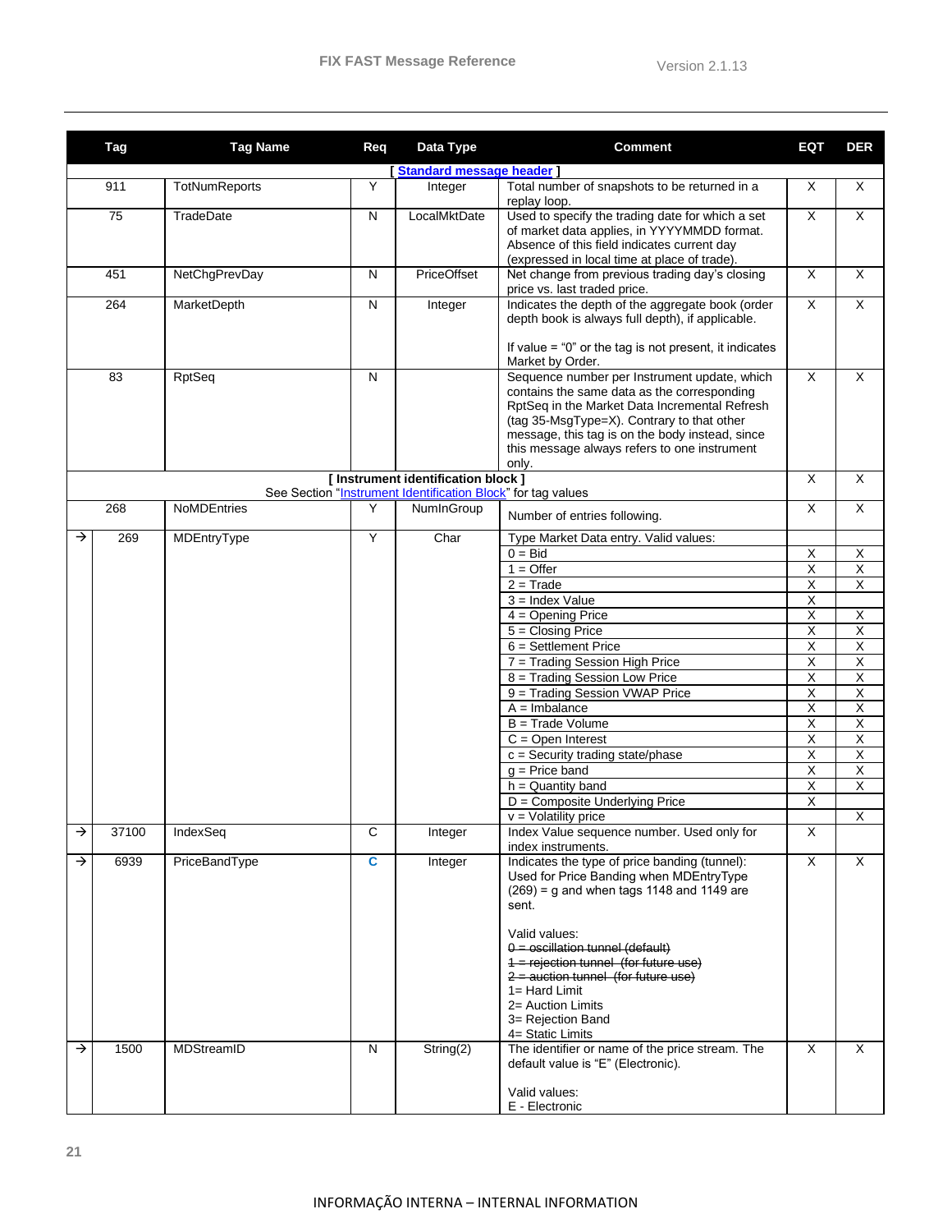| | Tag | Tag Name | Req | Data Type | Comment | EQT | DER |
|---|---|---|---|---|---|---|---|
| | | | | | [ Standard message header ] | | |
| | 911 | TotNumReports | Y | Integer | Total number of snapshots to be returned in a replay loop. | X | X |
| | 75 | TradeDate | N | LocalMktDate | Used to specify the trading date for which a set of market data applies, in YYYYMMDD format. Absence of this field indicates current day (expressed in local time at place of trade). | X | X |
| | 451 | NetChgPrevDay | N | PriceOffset | Net change from previous trading day's closing price vs. last traded price. | X | X |
| | 264 | MarketDepth | N | Integer | Indicates the depth of the aggregate book (order depth book is always full depth), if applicable.<br><br>If value = "0" or the tag is not present, it indicates Market by Order. | X | X |
| | 83 | RptSeq | N | | Sequence number per Instrument update, which contains the same data as the corresponding RptSeq in the Market Data Incremental Refresh (tag 35-MsgType=X). Contrary to that other message, this tag is on the body instead, since this message always refers to one instrument only. | X | X |
| | | | | | **[ Instrument identification block ]**<br>See Section "Instrument Identification Block" for tag values | X | X |
| | 268 | NoMDEntries | Y | NumInGroup | Number of entries following. | X | X |
| → | 269 | MDEntryType | Y | Char | Type Market Data entry. Valid values: | | |
| | | | | | 0 = Bid | X | X |
| | | | | | 1 = Offer | X | X |
| | | | | | 2 = Trade | X | X |
| | | | | | 3 = Index Value | X | |
| | | | | | 4 = Opening Price | X | X |
| | | | | | 5 = Closing Price | X | X |
| | | | | | 6 = Settlement Price | X | X |
| | | | | | 7 = Trading Session High Price | X | X |
| | | | | | 8 = Trading Session Low Price | X | X |
| | | | | | 9 = Trading Session VWAP Price | X | X |
| | | | | | A = Imbalance | X | X |
| | | | | | B = Trade Volume | X | X |
| | | | | | C = Open Interest | X | X |
| | | | | | c = Security trading state/phase | X | X |
| | | | | | g = Price band | X | X |
| | | | | | h = Quantity band | X | X |
| | | | | | D = Composite Underlying Price | X | |
| | | | | | v = Volatility price | | X |
| → | 37100 | IndexSeq | C | Integer | Index Value sequence number. Used only for index instruments. | X | |
| → | 6939 | PriceBandType | C | Integer | Indicates the type of price banding (tunnel): Used for Price Banding when MDEntryType (269) = g and when tags 1148 and 1149 are sent.<br><br>Valid values:<br>~~0 = oscillation tunnel (default)~~<br>~~1 = rejection tunnel (for future use)~~<br>~~2 = auction tunnel (for future use)~~<br>1= Hard Limit<br>2= Auction Limits<br>3= Rejection Band<br>4= Static Limits | X | X |
| → | 1500 | MDStreamID | N | String(2) | The identifier or name of the price stream. The default value is "E" (Electronic).<br><br>Valid values:<br>E - Electronic | X | X |

INFORMAÇÃO INTERNA – INTERNAL INFORMATION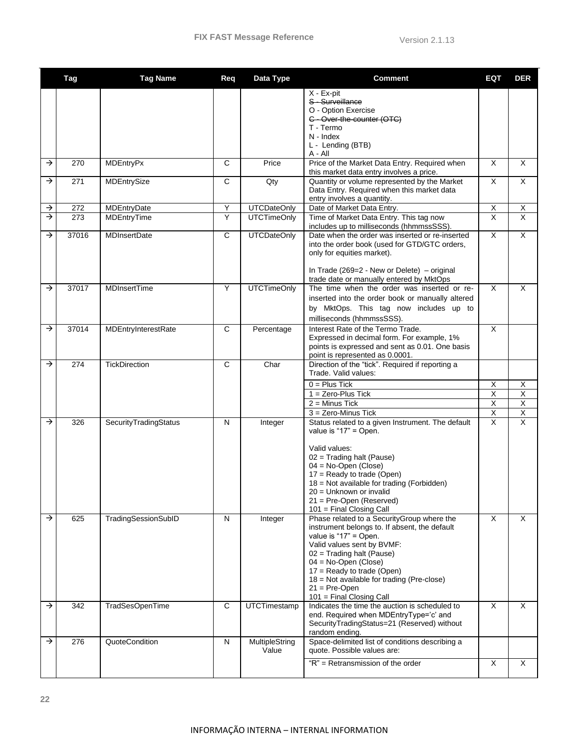| | Tag | Tag Name | Req | Data Type | Comment | EQT | DER |
|---|---|---|---|---|---|---|---|
| | | | | | X - Ex-pit<br>~~S - Surveillance~~<br>O - Option Exercise<br>~~C - Over-the-counter (OTC)~~<br>T - Termo<br>N - Index<br>L - Lending (BTB)<br>A - All | | |
| → | 270 | MDEntryPx | C | Price | Price of the Market Data Entry. Required when this market data entry involves a price. | X | X |
| → | 271 | MDEntrySize | C | Qty | Quantity or volume represented by the Market Data Entry. Required when this market data entry involves a quantity. | X | X |
| → | 272 | MDEntryDate | Y | UTCDateOnly | Date of Market Data Entry. | X | X |
| → | 273 | MDEntryTime | Y | UTCTimeOnly | Time of Market Data Entry. This tag now includes up to milliseconds (hhmmssSSS). | X | X |
| → | 37016 | MDInsertDate | C | UTCDateOnly | Date when the order was inserted or re-inserted into the order book (used for GTD/GTC orders, only for equities market).<br><br>In Trade (269=2 - New or Delete) – original trade date or manually entered by MktOps | X | X |
| → | 37017 | MDInsertTime | Y | UTCTimeOnly | The time when the order was inserted or re-inserted into the order book or manually altered by MktOps. This tag now includes up to milliseconds (hhmmssSSS). | X | X |
| → | 37014 | MDEntryInterestRate | C | Percentage | Interest Rate of the Termo Trade. Expressed in decimal form. For example, 1% points is expressed and sent as 0.01. One basis point is represented as 0.0001. | X | |
| → | 274 | TickDirection | C | Char | Direction of the "tick". Required if reporting a Trade. Valid values: | | |
| | | | | | 0 = Plus Tick | X | X |
| | | | | | 1 = Zero-Plus Tick | X | X |
| | | | | | 2 = Minus Tick | X | X |
| | | | | | 3 = Zero-Minus Tick | X | X |
| → | 326 | SecurityTradingStatus | N | Integer | Status related to a given Instrument. The default value is "17" = Open.<br><br>Valid values:<br>02 = Trading halt (Pause)<br>04 = No-Open (Close)<br>17 = Ready to trade (Open)<br>18 = Not available for trading (Forbidden)<br>20 = Unknown or invalid<br>21 = Pre-Open (Reserved)<br>101 = Final Closing Call | X | X |
| → | 625 | TradingSessionSubID | N | Integer | Phase related to a SecurityGroup where the instrument belongs to. If absent, the default value is "17" = Open.<br>Valid values sent by BVMF:<br>02 = Trading halt (Pause)<br>04 = No-Open (Close)<br>17 = Ready to trade (Open)<br>18 = Not available for trading (Pre-close)<br>21 = Pre-Open<br>101 = Final Closing Call | X | X |
| → | 342 | TradSesOpenTime | C | UTCTimestamp | Indicates the time the auction is scheduled to end. Required when MDEntryType='c' and SecurityTradingStatus=21 (Reserved) without random ending. | X | X |
| → | 276 | QuoteCondition | N | MultipleString Value | Space-delimited list of conditions describing a quote. Possible values are: | | |
| | | | | | "R" = Retransmission of the order | X | X |

INFORMAÇÃO INTERNA – INTERNAL INFORMATION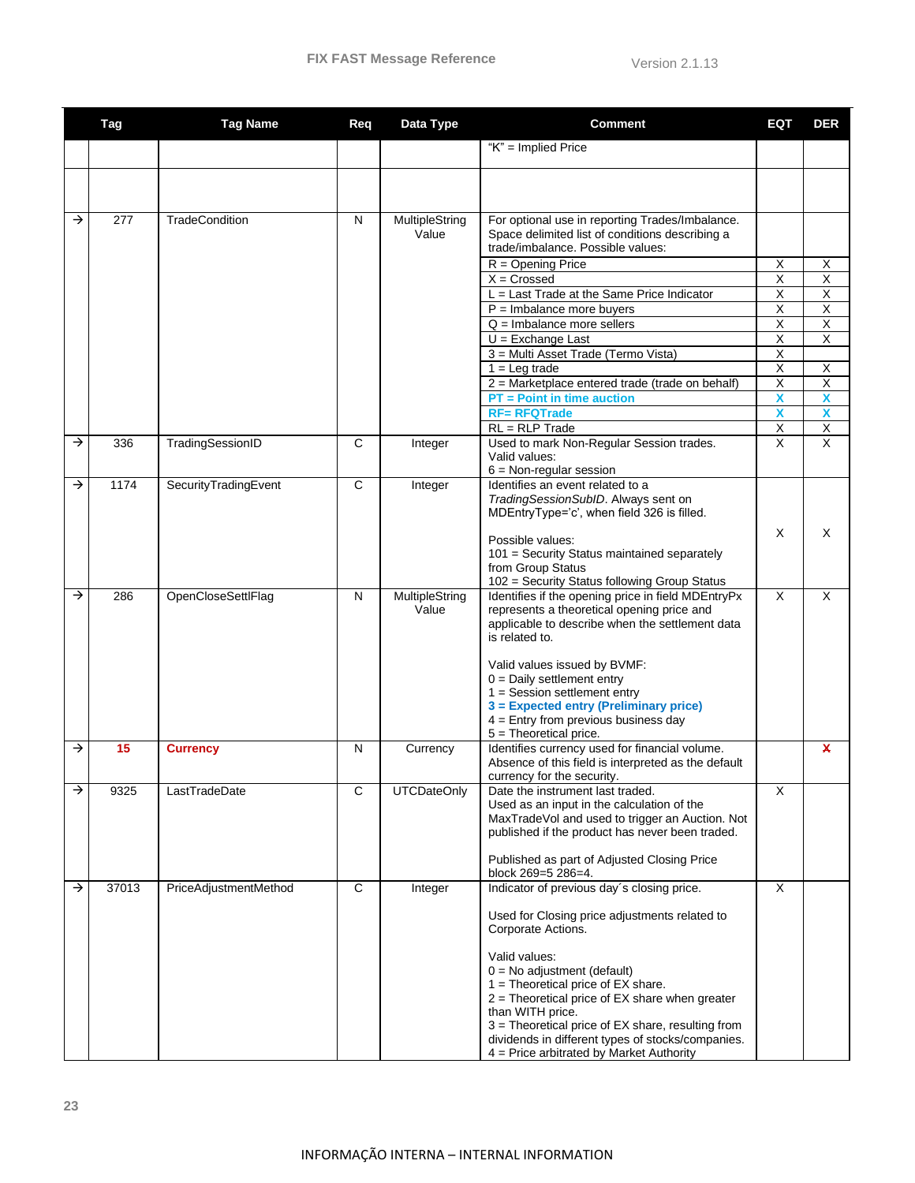| | Tag | Tag Name | Req | Data Type | Comment | EQT | DER |
|---|---|---|---|---|---|---|---|
| | | | | | "K" = Implied Price | | |
| | | | | | | | |
| → | 277 | TradeCondition | N | MultipleString Value | For optional use in reporting Trades/Imbalance. Space delimited list of conditions describing a trade/imbalance. Possible values: | | |
| | | | | | R = Opening Price | X | X |
| | | | | | X = Crossed | X | X |
| | | | | | L = Last Trade at the Same Price Indicator | X | X |
| | | | | | P = Imbalance more buyers | X | X |
| | | | | | Q = Imbalance more sellers | X | X |
| | | | | | U = Exchange Last | X | X |
| | | | | | 3 = Multi Asset Trade (Termo Vista) | X | |
| | | | | | 1 = Leg trade | X | X |
| | | | | | 2 = Marketplace entered trade (trade on behalf) | X | X |
| | | | | | **PT = Point in time auction** | **X** | **X** |
| | | | | | **RF= RFQTrade** | **X** | **X** |
| | | | | | RL = RLP Trade | X | X |
| → | 336 | TradingSessionID | C | Integer | Used to mark Non-Regular Session trades. Valid values:<br>6 = Non-regular session | X | X |
| → | 1174 | SecurityTradingEvent | C | Integer | Identifies an event related to a *TradingSessionSubID*. Always sent on MDEntryType='c', when field 326 is filled.<br><br>Possible values:<br>101 = Security Status maintained separately from Group Status<br>102 = Security Status following Group Status | X | X |
| → | 286 | OpenCloseSettlFlag | N | MultipleString Value | Identifies if the opening price in field MDEntryPx represents a theoretical opening price and applicable to describe when the settlement data is related to.<br><br>Valid values issued by BVMF:<br>0 = Daily settlement entry<br>1 = Session settlement entry<br>**3 = Expected entry (Preliminary price)**<br>4 = Entry from previous business day<br>5 = Theoretical price. | X | X |
| → | **15** | **Currency** | N | Currency | Identifies currency used for financial volume. Absence of this field is interpreted as the default currency for the security. | | ~~X~~ |
| → | 9325 | LastTradeDate | C | UTCDateOnly | Date the instrument last traded.<br>Used as an input in the calculation of the MaxTradeVol and used to trigger an Auction. Not published if the product has never been traded.<br><br>Published as part of Adjusted Closing Price block 269=5 286=4. | X | |
| → | 37013 | PriceAdjustmentMethod | C | Integer | Indicator of previous day´s closing price.<br><br>Used for Closing price adjustments related to Corporate Actions.<br><br>Valid values:<br>0 = No adjustment (default)<br>1 = Theoretical price of EX share.<br>2 = Theoretical price of EX share when greater than WITH price.<br>3 = Theoretical price of EX share, resulting from dividends in different types of stocks/companies.<br>4 = Price arbitrated by Market Authority | X | |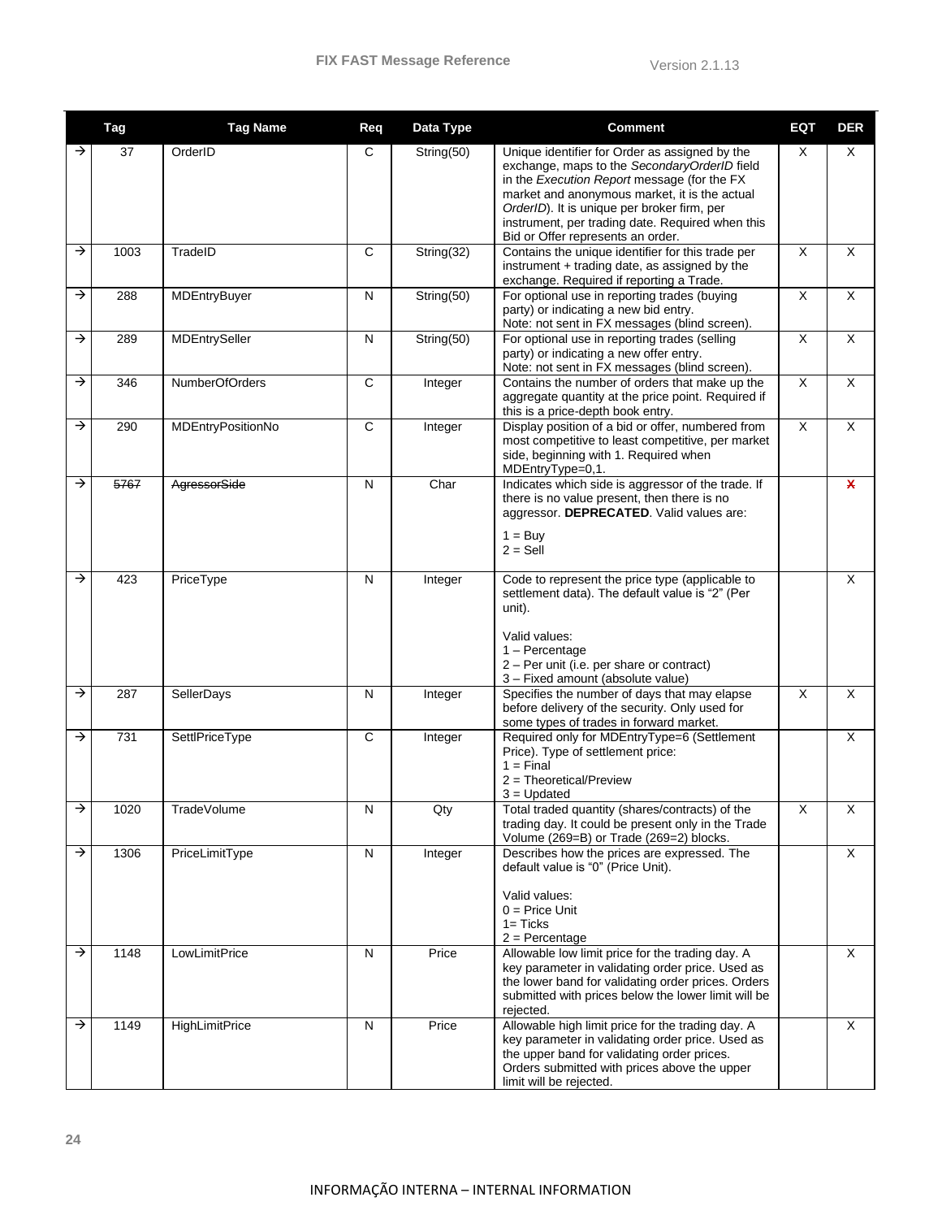| | Tag | Tag Name | Req | Data Type | Comment | EQT | DER |
|---|---|---|---|---|---|---|---|
| → | 37 | OrderID | C | String(50) | Unique identifier for Order as assigned by the exchange, maps to the *SecondaryOrderID* field in the *Execution Report* message (for the FX market and anonymous market, it is the actual *OrderID*). It is unique per broker firm, per instrument, per trading date. Required when this Bid or Offer represents an order. | X | X |
| → | 1003 | TradeID | C | String(32) | Contains the unique identifier for this trade per instrument + trading date, as assigned by the exchange. Required if reporting a Trade. | X | X |
| → | 288 | MDEntryBuyer | N | String(50) | For optional use in reporting trades (buying party) or indicating a new bid entry. Note: not sent in FX messages (blind screen). | X | X |
| → | 289 | MDEntrySeller | N | String(50) | For optional use in reporting trades (selling party) or indicating a new offer entry. Note: not sent in FX messages (blind screen). | X | X |
| → | 346 | NumberOfOrders | C | Integer | Contains the number of orders that make up the aggregate quantity at the price point. Required if this is a price-depth book entry. | X | X |
| → | 290 | MDEntryPositionNo | C | Integer | Display position of a bid or offer, numbered from most competitive to least competitive, per market side, beginning with 1. Required when MDEntryType=0,1. | X | X |
| → | ~~5767~~ | ~~AgressorSide~~ | N | Char | Indicates which side is aggressor of the trade. If there is no value present, then there is no aggressor. **DEPRECATED**. Valid values are:<br>1 = Buy<br>2 = Sell | | ~~X~~ |
| → | 423 | PriceType | N | Integer | Code to represent the price type (applicable to settlement data). The default value is "2" (Per unit).<br><br>Valid values:<br>1 – Percentage<br>2 – Per unit (i.e. per share or contract)<br>3 – Fixed amount (absolute value) | | X |
| → | 287 | SellerDays | N | Integer | Specifies the number of days that may elapse before delivery of the security. Only used for some types of trades in forward market. | X | X |
| → | 731 | SettlPriceType | C | Integer | Required only for MDEntryType=6 (Settlement Price). Type of settlement price:<br>1 = Final<br>2 = Theoretical/Preview<br>3 = Updated | | X |
| → | 1020 | TradeVolume | N | Qty | Total traded quantity (shares/contracts) of the trading day. It could be present only in the Trade Volume (269=B) or Trade (269=2) blocks. | X | X |
| → | 1306 | PriceLimitType | N | Integer | Describes how the prices are expressed. The default value is "0" (Price Unit).<br><br>Valid values:<br>0 = Price Unit<br>1= Ticks<br>2 = Percentage | | X |
| → | 1148 | LowLimitPrice | N | Price | Allowable low limit price for the trading day. A key parameter in validating order price. Used as the lower band for validating order prices. Orders submitted with prices below the lower limit will be rejected. | | X |
| → | 1149 | HighLimitPrice | N | Price | Allowable high limit price for the trading day. A key parameter in validating order price. Used as the upper band for validating order prices. Orders submitted with prices above the upper limit will be rejected. | | X |

INFORMAÇÃO INTERNA – INTERNAL INFORMATION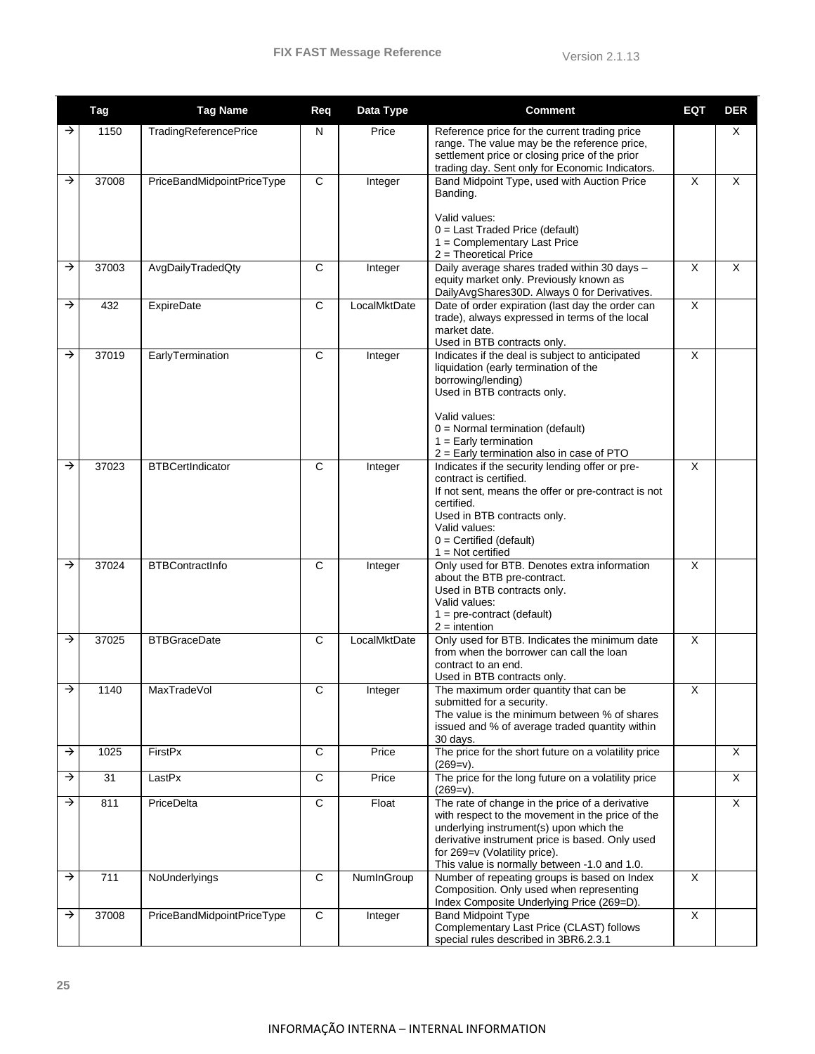| | Tag | Tag Name | Req | Data Type | Comment | EQT | DER |
|---|---|---|---|---|---|---|---|
| → | 1150 | TradingReferencePrice | N | Price | Reference price for the current trading price range. The value may be the reference price, settlement price or closing price of the prior trading day. Sent only for Economic Indicators. | | X |
| → | 37008 | PriceBandMidpointPriceType | C | Integer | Band Midpoint Type, used with Auction Price Banding.<br><br>Valid values:<br>0 = Last Traded Price (default)<br>1 = Complementary Last Price<br>2 = Theoretical Price | X | X |
| → | 37003 | AvgDailyTradedQty | C | Integer | Daily average shares traded within 30 days – equity market only. Previously known as DailyAvgShares30D. Always 0 for Derivatives. | X | X |
| → | 432 | ExpireDate | C | LocalMktDate | Date of order expiration (last day the order can trade), always expressed in terms of the local market date.<br>Used in BTB contracts only. | X | |
| → | 37019 | EarlyTermination | C | Integer | Indicates if the deal is subject to anticipated liquidation (early termination of the borrowing/lending)<br>Used in BTB contracts only.<br><br>Valid values:<br>0 = Normal termination (default)<br>1 = Early termination<br>2 = Early termination also in case of PTO | X | |
| → | 37023 | BTBCertIndicator | C | Integer | Indicates if the security lending offer or pre-contract is certified.<br>If not sent, means the offer or pre-contract is not certified.<br>Used in BTB contracts only.<br>Valid values:<br>0 = Certified (default)<br>1 = Not certified | X | |
| → | 37024 | BTBContractInfo | C | Integer | Only used for BTB. Denotes extra information about the BTB pre-contract.<br>Used in BTB contracts only.<br>Valid values:<br>1 = pre-contract (default)<br>2 = intention | X | |
| → | 37025 | BTBGraceDate | C | LocalMktDate | Only used for BTB. Indicates the minimum date from when the borrower can call the loan contract to an end.<br>Used in BTB contracts only. | X | |
| → | 1140 | MaxTradeVol | C | Integer | The maximum order quantity that can be submitted for a security.<br>The value is the minimum between % of shares issued and % of average traded quantity within 30 days. | X | |
| → | 1025 | FirstPx | C | Price | The price for the short future on a volatility price (269=v). | | X |
| → | 31 | LastPx | C | Price | The price for the long future on a volatility price (269=v). | | X |
| → | 811 | PriceDelta | C | Float | The rate of change in the price of a derivative with respect to the movement in the price of the underlying instrument(s) upon which the derivative instrument price is based. Only used for 269=v (Volatility price).<br>This value is normally between -1.0 and 1.0. | | X |
| → | 711 | NoUnderlyings | C | NumInGroup | Number of repeating groups is based on Index Composition. Only used when representing Index Composite Underlying Price (269=D). | X | |
| → | 37008 | PriceBandMidpointPriceType | C | Integer | Band Midpoint Type<br>Complementary Last Price (CLAST) follows special rules described in 3BR6.2.3.1 | X | |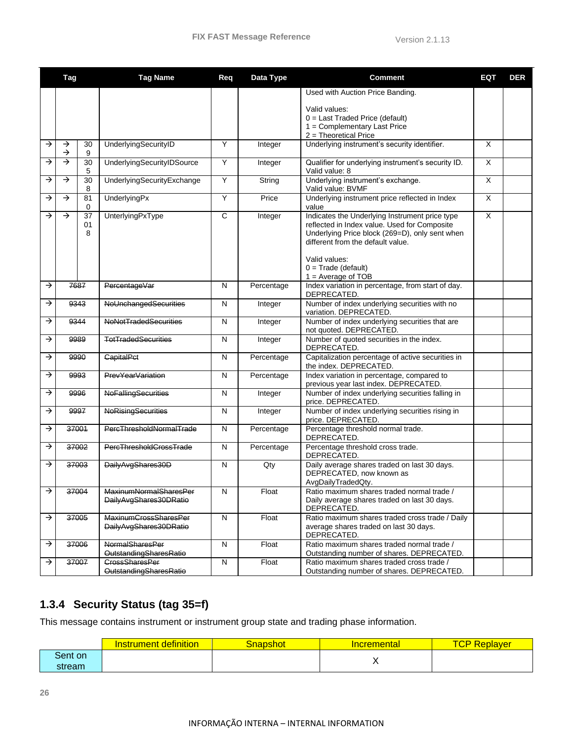| Tag | Tag Name | Req | Data Type | Comment | EQT | DER |
|---|---|---|---|---|---|---|
| | | | | Used with Auction Price Banding.<br><br>Valid values:<br>0 = Last Traded Price (default)<br>1 = Complementary Last Price<br>2 = Theoretical Price | | |
| → → → 309 | UnderlyingSecurityID | Y | Integer | Underlying instrument's security identifier. | X | |
| → → 305 | UnderlyingSecurityIDSource | Y | Integer | Qualifier for underlying instrument's security ID. Valid value: 8 | X | |
| → → 308 | UnderlyingSecurityExchange | Y | String | Underlying instrument's exchange. Valid value: BVMF | X | |
| → → 810 | UnderlyingPx | Y | Price | Underlying instrument price reflected in Index value | X | |
| → → 37018 | UnterlyingPxType | C | Integer | Indicates the Underlying Instrument price type reflected in Index value. Used for Composite Underlying Price block (269=D), only sent when different from the default value.<br><br>Valid values:<br>0 = Trade (default)<br>1 = Average of TOB | X | |
| → ~~7687~~ | ~~PercentageVar~~ | N | Percentage | Index variation in percentage, from start of day. DEPRECATED. | | |
| → ~~9343~~ | ~~NoUnchangedSecurities~~ | N | Integer | Number of index underlying securities with no variation. DEPRECATED. | | |
| → ~~9344~~ | ~~NoNotTradedSecurities~~ | N | Integer | Number of index underlying securities that are not quoted. DEPRECATED. | | |
| → ~~9989~~ | ~~TotTradedSecurities~~ | N | Integer | Number of quoted securities in the index. DEPRECATED. | | |
| → ~~9990~~ | ~~CapitalPct~~ | N | Percentage | Capitalization percentage of active securities in the index. DEPRECATED. | | |
| → ~~9993~~ | ~~PrevYearVariation~~ | N | Percentage | Index variation in percentage, compared to previous year last index. DEPRECATED. | | |
| → ~~9996~~ | ~~NoFallingSecurities~~ | N | Integer | Number of index underlying securities falling in price. DEPRECATED. | | |
| → ~~9997~~ | ~~NoRisingSecurities~~ | N | Integer | Number of index underlying securities rising in price. DEPRECATED. | | |
| → ~~37001~~ | ~~PercThresholdNormalTrade~~ | N | Percentage | Percentage threshold normal trade. DEPRECATED. | | |
| → ~~37002~~ | ~~PercThresholdCrossTrade~~ | N | Percentage | Percentage threshold cross trade. DEPRECATED. | | |
| → ~~37003~~ | ~~DailyAvgShares30D~~ | N | Qty | Daily average shares traded on last 30 days. DEPRECATED, now known as AvgDailyTradedQty. | | |
| → ~~37004~~ | ~~MaxinumNormalSharesPer DailyAvgShares30DRatio~~ | N | Float | Ratio maximum shares traded normal trade / Daily average shares traded on last 30 days. DEPRECATED. | | |
| → ~~37005~~ | ~~MaxinumCrossSharesPer DailyAvgShares30DRatio~~ | N | Float | Ratio maximum shares traded cross trade / Daily average shares traded on last 30 days. DEPRECATED. | | |
| → ~~37006~~ | ~~NormalSharesPer OutstandingSharesRatio~~ | N | Float | Ratio maximum shares traded normal trade / Outstanding number of shares. DEPRECATED. | | |
| → ~~37007~~ | ~~CrossSharesPer OutstandingSharesRatio~~ | N | Float | Ratio maximum shares traded cross trade / Outstanding number of shares. DEPRECATED. | | |

### 1.3.4 Security Status (tag 35=f)

This message contains instrument or instrument group state and trading phase information.

| | Instrument definition | Snapshot | Incremental | TCP Replayer |
|---|---|---|---|---|
| Sent on stream | | | X | |

INFORMAÇÃO INTERNA – INTERNAL INFORMATION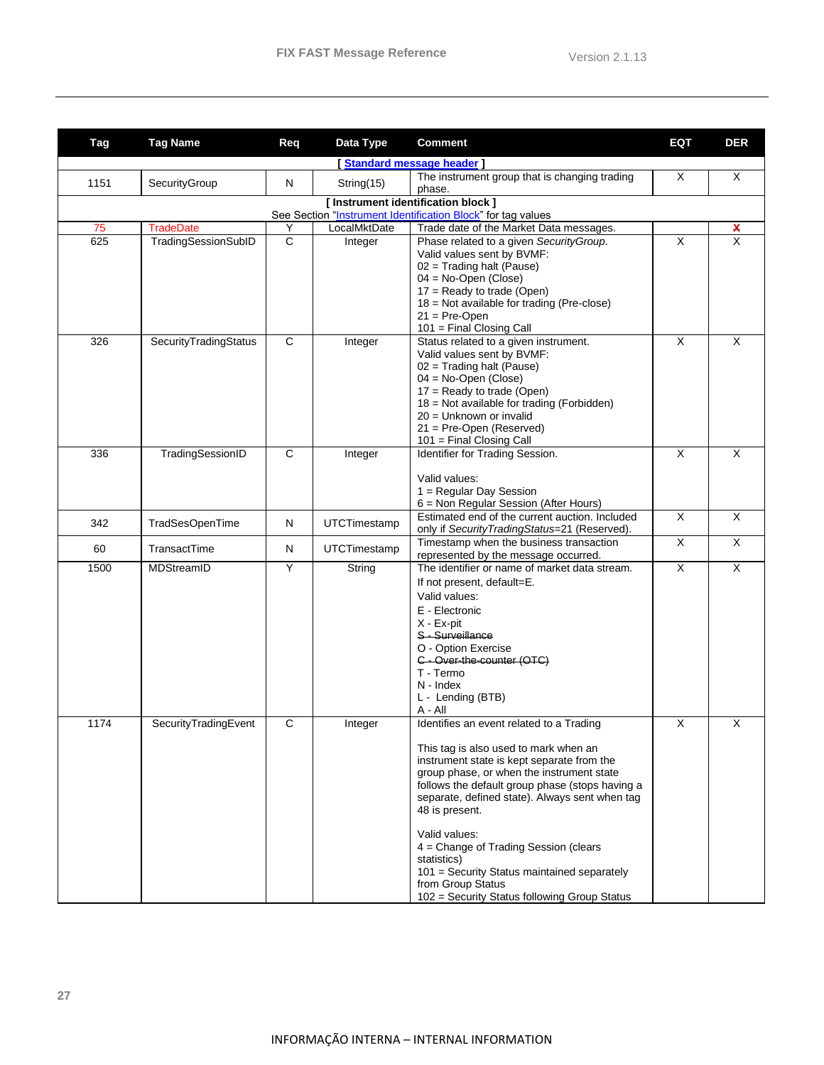| Tag | Tag Name | Req | Data Type | Comment | EQT | DER |
|---|---|---|---|---|---|---|
| [ Standard message header ] | | | | | | |
| 1151 | SecurityGroup | N | String(15) | The instrument group that is changing trading phase. | X | X |
| [ Instrument identification block ] See Section "Instrument Identification Block" for tag values | | | | | | |
| 75 | TradeDate | Y | LocalMktDate | Trade date of the Market Data messages. | | ~~X~~ |
| 625 | TradingSessionSubID | C | Integer | Phase related to a given *SecurityGroup*.<br>Valid values sent by BVMF:<br>02 = Trading halt (Pause)<br>04 = No-Open (Close)<br>17 = Ready to trade (Open)<br>18 = Not available for trading (Pre-close)<br>21 = Pre-Open<br>101 = Final Closing Call | X | X |
| 326 | SecurityTradingStatus | C | Integer | Status related to a given instrument.<br>Valid values sent by BVMF:<br>02 = Trading halt (Pause)<br>04 = No-Open (Close)<br>17 = Ready to trade (Open)<br>18 = Not available for trading (Forbidden)<br>20 = Unknown or invalid<br>21 = Pre-Open (Reserved)<br>101 = Final Closing Call | X | X |
| 336 | TradingSessionID | C | Integer | Identifier for Trading Session.<br><br>Valid values:<br>1 = Regular Day Session<br>6 = Non Regular Session (After Hours) | X | X |
| 342 | TradSesOpenTime | N | UTCTimestamp | Estimated end of the current auction. Included only if *SecurityTradingStatus*=21 (Reserved). | X | X |
| 60 | TransactTime | N | UTCTimestamp | Timestamp when the business transaction represented by the message occurred. | X | X |
| 1500 | MDStreamID | Y | String | The identifier or name of market data stream.<br>If not present, default=E.<br>Valid values:<br>E - Electronic<br>X - Ex-pit<br>~~S - Surveillance~~<br>O - Option Exercise<br>~~C - Over-the-counter (OTC)~~<br>T - Termo<br>N - Index<br>L - Lending (BTB)<br>A - All | X | X |
| 1174 | SecurityTradingEvent | C | Integer | Identifies an event related to a Trading<br><br>This tag is also used to mark when an instrument state is kept separate from the group phase, or when the instrument state follows the default group phase (stops having a separate, defined state). Always sent when tag 48 is present.<br><br>Valid values:<br>4 = Change of Trading Session (clears statistics)<br>101 = Security Status maintained separately from Group Status<br>102 = Security Status following Group Status | X | X |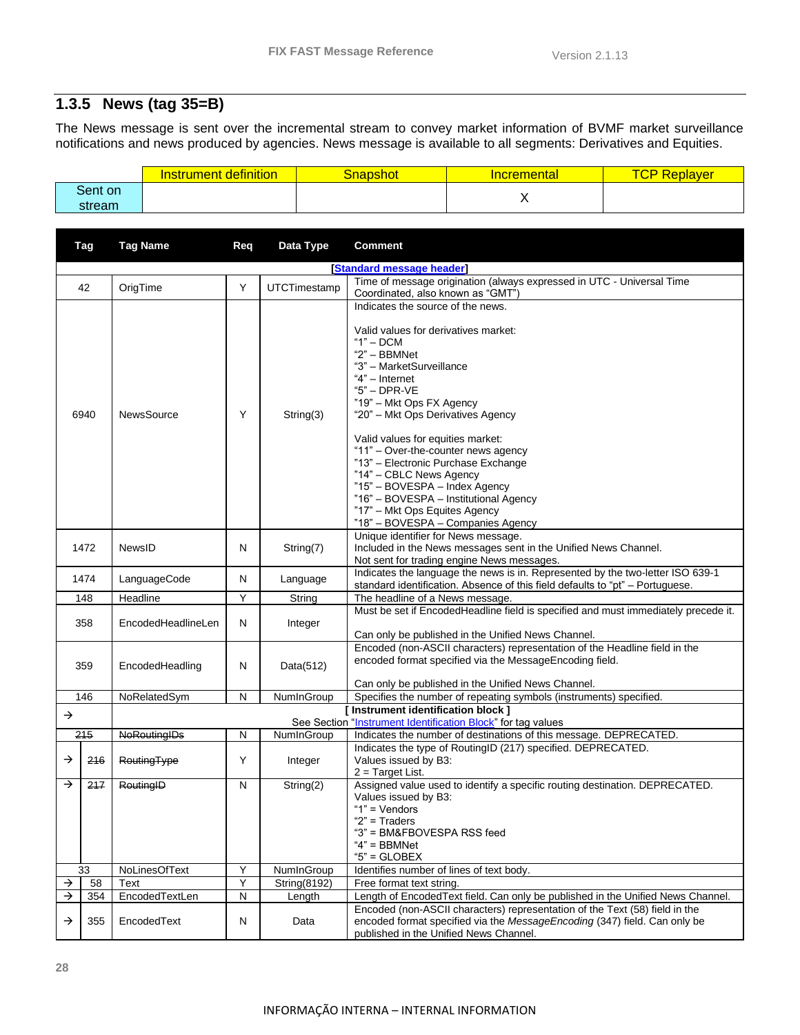## 1.3.5 News (tag 35=B)

The News message is sent over the incremental stream to convey market information of BVMF market surveillance notifications and news produced by agencies. News message is available to all segments: Derivatives and Equities.

| | Instrument definition | Snapshot | Incremental | TCP Replayer |
|---|---|---|---|---|
| Sent on stream | | | X | |

| Tag | Tag Name | Req | Data Type | Comment |
|---|---|---|---|---|
| | | | | [Standard message header] |
| 42 | OrigTime | Y | UTCTimestamp | Time of message origination (always expressed in UTC - Universal Time Coordinated, also known as "GMT") |
| 6940 | NewsSource | Y | String(3) | Indicates the source of the news.<br><br>Valid values for derivatives market:<br>"1" – DCM<br>"2" – BBMNet<br>"3" – MarketSurveillance<br>"4" – Internet<br>"5" – DPR-VE<br>"19" – Mkt Ops FX Agency<br>"20" – Mkt Ops Derivatives Agency<br><br>Valid values for equities market:<br>"11" – Over-the-counter news agency<br>"13" – Electronic Purchase Exchange<br>"14" – CBLC News Agency<br>"15" – BOVESPA – Index Agency<br>"16" – BOVESPA – Institutional Agency<br>"17" – Mkt Ops Equites Agency<br>"18" – BOVESPA – Companies Agency |
| 1472 | NewsID | N | String(7) | Unique identifier for News message.<br>Included in the News messages sent in the Unified News Channel.<br>Not sent for trading engine News messages. |
| 1474 | LanguageCode | N | Language | Indicates the language the news is in. Represented by the two-letter ISO 639-1 standard identification. Absence of this field defaults to "pt" – Portuguese. |
| 148 | Headline | Y | String | The headline of a News message. |
| 358 | EncodedHeadlineLen | N | Integer | Must be set if EncodedHeadline field is specified and must immediately precede it.<br><br>Can only be published in the Unified News Channel. |
| 359 | EncodedHeadling | N | Data(512) | Encoded (non-ASCII characters) representation of the Headline field in the encoded format specified via the MessageEncoding field.<br><br>Can only be published in the Unified News Channel. |
| 146 | NoRelatedSym | N | NumInGroup | Specifies the number of repeating symbols (instruments) specified. |
| → | | | | [ Instrument identification block ]<br>See Section "Instrument Identification Block" for tag values |
| ~~215~~ | ~~NoRoutingIDs~~ | N | NumInGroup | Indicates the number of destinations of this message. DEPRECATED. |
| → ~~216~~ | ~~RoutingType~~ | Y | Integer | Indicates the type of RoutingID (217) specified. DEPRECATED.<br>Values issued by B3:<br>2 = Target List. |
| → ~~217~~ | ~~RoutingID~~ | N | String(2) | Assigned value used to identify a specific routing destination. DEPRECATED.<br>Values issued by B3:<br>"1" = Vendors<br>"2" = Traders<br>"3" = BM&FBOVESPA RSS feed<br>"4" = BBMNet<br>"5" = GLOBEX |
| 33 | NoLinesOfText | Y | NumInGroup | Identifies number of lines of text body. |
| → 58 | Text | Y | String(8192) | Free format text string. |
| → 354 | EncodedTextLen | N | Length | Length of EncodedText field. Can only be published in the Unified News Channel. |
| → 355 | EncodedText | N | Data | Encoded (non-ASCII characters) representation of the Text (58) field in the encoded format specified via the *MessageEncoding* (347) field. Can only be published in the Unified News Channel. |

INFORMAÇÃO INTERNA – INTERNAL INFORMATION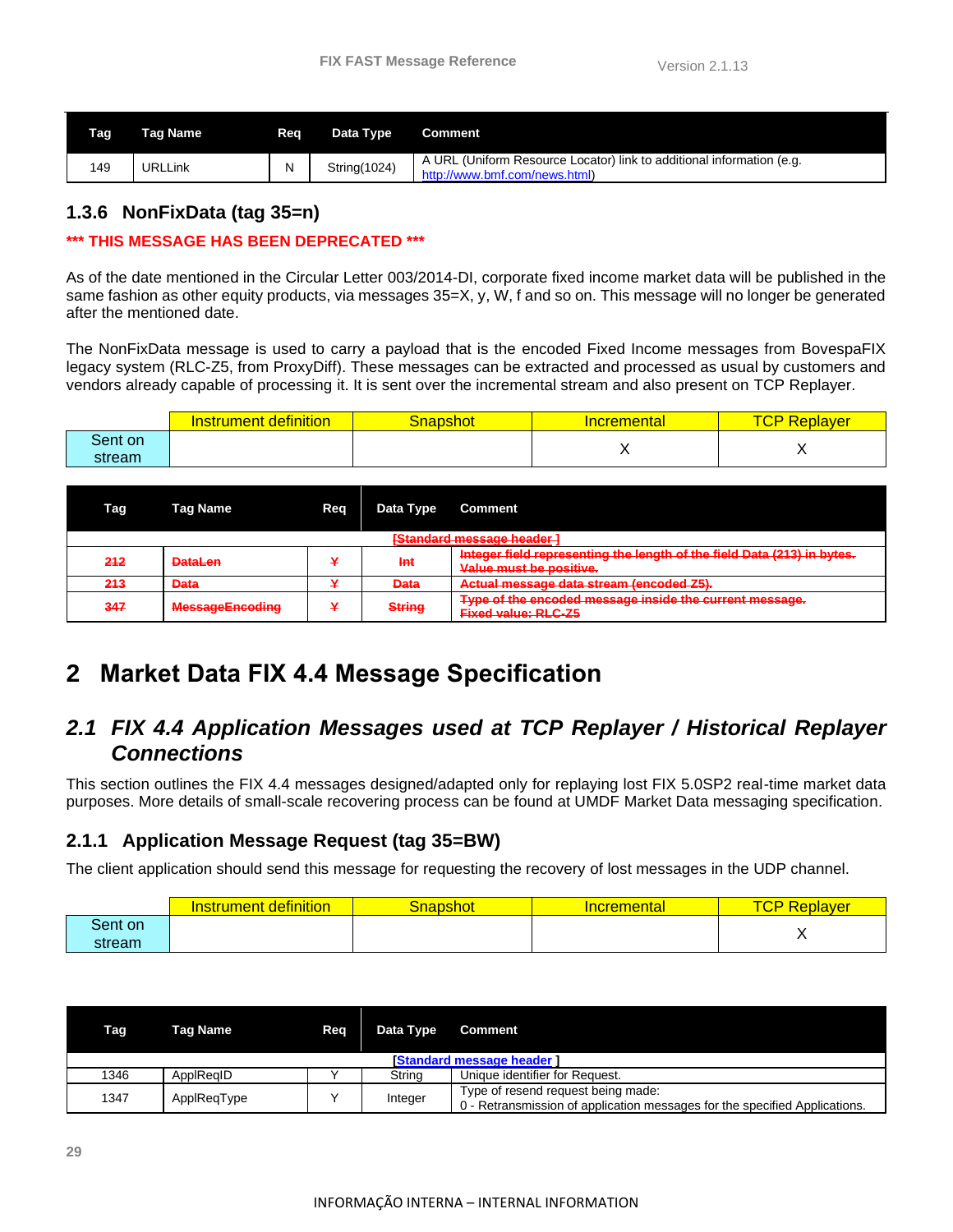| Tag | Tag Name | Req | Data Type | Comment |
| --- | --- | --- | --- | --- |
| 149 | URLLink | N | String(1024) | A URL (Uniform Resource Locator) link to additional information (e.g. http://www.bmf.com/news.html) |

### 1.3.6 NonFixData (tag 35=n)

**\*\*\* THIS MESSAGE HAS BEEN DEPRECATED \*\*\***

As of the date mentioned in the Circular Letter 003/2014-DI, corporate fixed income market data will be published in the same fashion as other equity products, via messages 35=X, y, W, f and so on. This message will no longer be generated after the mentioned date.

The NonFixData message is used to carry a payload that is the encoded Fixed Income messages from BovespaFIX legacy system (RLC-Z5, from ProxyDiff). These messages can be extracted and processed as usual by customers and vendors already capable of processing it. It is sent over the incremental stream and also present on TCP Replayer.

| | Instrument definition | Snapshot | Incremental | TCP Replayer |
| --- | --- | --- | --- | --- |
| Sent on stream | | | X | X |

| Tag | Tag Name | Req | Data Type | Comment |
| --- | --- | --- | --- | --- |
| ~~[Standard message header ]~~ | | | | |
| ~~212~~ | ~~DataLen~~ | ~~Y~~ | ~~Int~~ | ~~Integer field representing the length of the field Data (213) in bytes. Value must be positive.~~ |
| ~~213~~ | ~~Data~~ | ~~Y~~ | ~~Data~~ | ~~Actual message data stream (encoded Z5).~~ |
| ~~347~~ | ~~MessageEncoding~~ | ~~Y~~ | ~~String~~ | ~~Type of the encoded message inside the current message. Fixed value: RLC-Z5~~ |

# 2 Market Data FIX 4.4 Message Specification

## *2.1 FIX 4.4 Application Messages used at TCP Replayer / Historical Replayer Connections*

This section outlines the FIX 4.4 messages designed/adapted only for replaying lost FIX 5.0SP2 real-time market data purposes. More details of small-scale recovering process can be found at UMDF Market Data messaging specification.

### 2.1.1 Application Message Request (tag 35=BW)

The client application should send this message for requesting the recovery of lost messages in the UDP channel.

| | Instrument definition | Snapshot | Incremental | TCP Replayer |
| --- | --- | --- | --- | --- |
| Sent on stream | | | | X |

| Tag | Tag Name | Req | Data Type | Comment |
| --- | --- | --- | --- | --- |
| [Standard message header ] | | | | |
| 1346 | ApplReqID | Y | String | Unique identifier for Request. |
| 1347 | ApplReqType | Y | Integer | Type of resend request being made:<br>0 - Retransmission of application messages for the specified Applications. |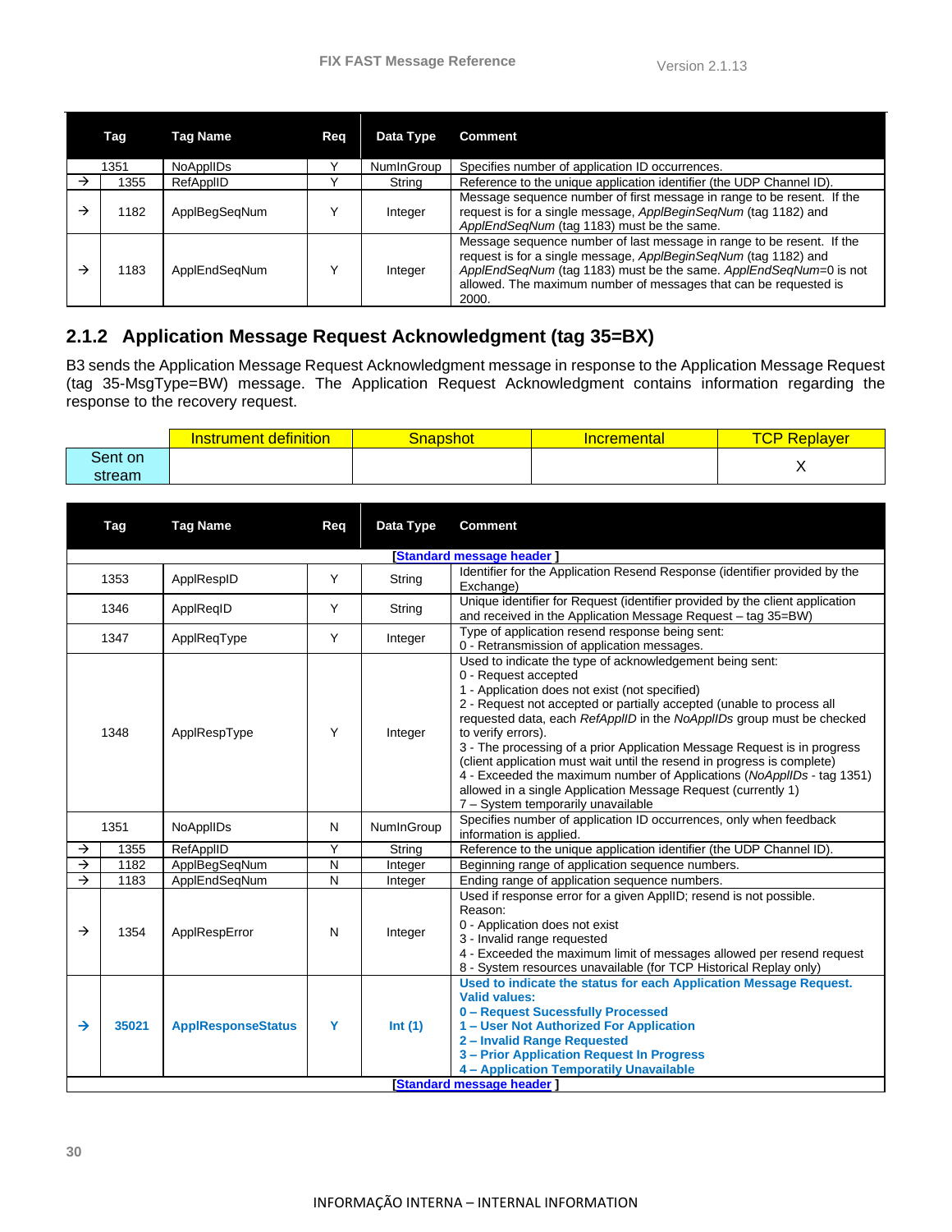| Tag | Tag Name | Req | Data Type | Comment |
|---|---|---|---|---|
| 1351 | NoApplIDs | Y | NumInGroup | Specifies number of application ID occurrences. |
| → 1355 | RefApplID | Y | String | Reference to the unique application identifier (the UDP Channel ID). |
| → 1182 | ApplBegSeqNum | Y | Integer | Message sequence number of first message in range to be resent. If the request is for a single message, *ApplBeginSeqNum* (tag 1182) and *ApplEndSeqNum* (tag 1183) must be the same. |
| → 1183 | ApplEndSeqNum | Y | Integer | Message sequence number of last message in range to be resent. If the request is for a single message, *ApplBeginSeqNum* (tag 1182) and *ApplEndSeqNum* (tag 1183) must be the same. *ApplEndSeqNum*=0 is not allowed. The maximum number of messages that can be requested is 2000. |

## 2.1.2 Application Message Request Acknowledgment (tag 35=BX)

B3 sends the Application Message Request Acknowledgment message in response to the Application Message Request (tag 35-MsgType=BW) message. The Application Request Acknowledgment contains information regarding the response to the recovery request.

| | Instrument definition | Snapshot | Incremental | TCP Replayer |
|---|---|---|---|---|
| Sent on stream | | | | X |

| Tag | Tag Name | Req | Data Type | Comment |
|---|---|---|---|---|
| [Standard message header ] | | | | |
| 1353 | ApplRespID | Y | String | Identifier for the Application Resend Response (identifier provided by the Exchange) |
| 1346 | ApplReqID | Y | String | Unique identifier for Request (identifier provided by the client application and received in the Application Message Request – tag 35=BW) |
| 1347 | ApplReqType | Y | Integer | Type of application resend response being sent:<br>0 - Retransmission of application messages. |
| 1348 | ApplRespType | Y | Integer | Used to indicate the type of acknowledgement being sent:<br>0 - Request accepted<br>1 - Application does not exist (not specified)<br>2 - Request not accepted or partially accepted (unable to process all requested data, each *RefApplID* in the *NoApplIDs* group must be checked to verify errors).<br>3 - The processing of a prior Application Message Request is in progress (client application must wait until the resend in progress is complete)<br>4 - Exceeded the maximum number of Applications (*NoApplIDs* - tag 1351) allowed in a single Application Message Request (currently 1)<br>7 – System temporarily unavailable |
| 1351 | NoApplIDs | N | NumInGroup | Specifies number of application ID occurrences, only when feedback information is applied. |
| → 1355 | RefApplID | Y | String | Reference to the unique application identifier (the UDP Channel ID). |
| → 1182 | ApplBegSeqNum | N | Integer | Beginning range of application sequence numbers. |
| → 1183 | ApplEndSeqNum | N | Integer | Ending range of application sequence numbers. |
| → 1354 | ApplRespError | N | Integer | Used if response error for a given ApplID; resend is not possible. Reason:<br>0 - Application does not exist<br>3 - Invalid range requested<br>4 - Exceeded the maximum limit of messages allowed per resend request<br>8 - System resources unavailable (for TCP Historical Replay only) |
| → **35021** | **ApplResponseStatus** | **Y** | **Int (1)** | **Used to indicate the status for each Application Message Request.**<br>**Valid values:**<br>**0 – Request Sucessfully Processed**<br>**1 – User Not Authorized For Application**<br>**2 – Invalid Range Requested**<br>**3 – Prior Application Request In Progress**<br>**4 – Application Temporatily Unavailable** |
| [Standard message header ] | | | | |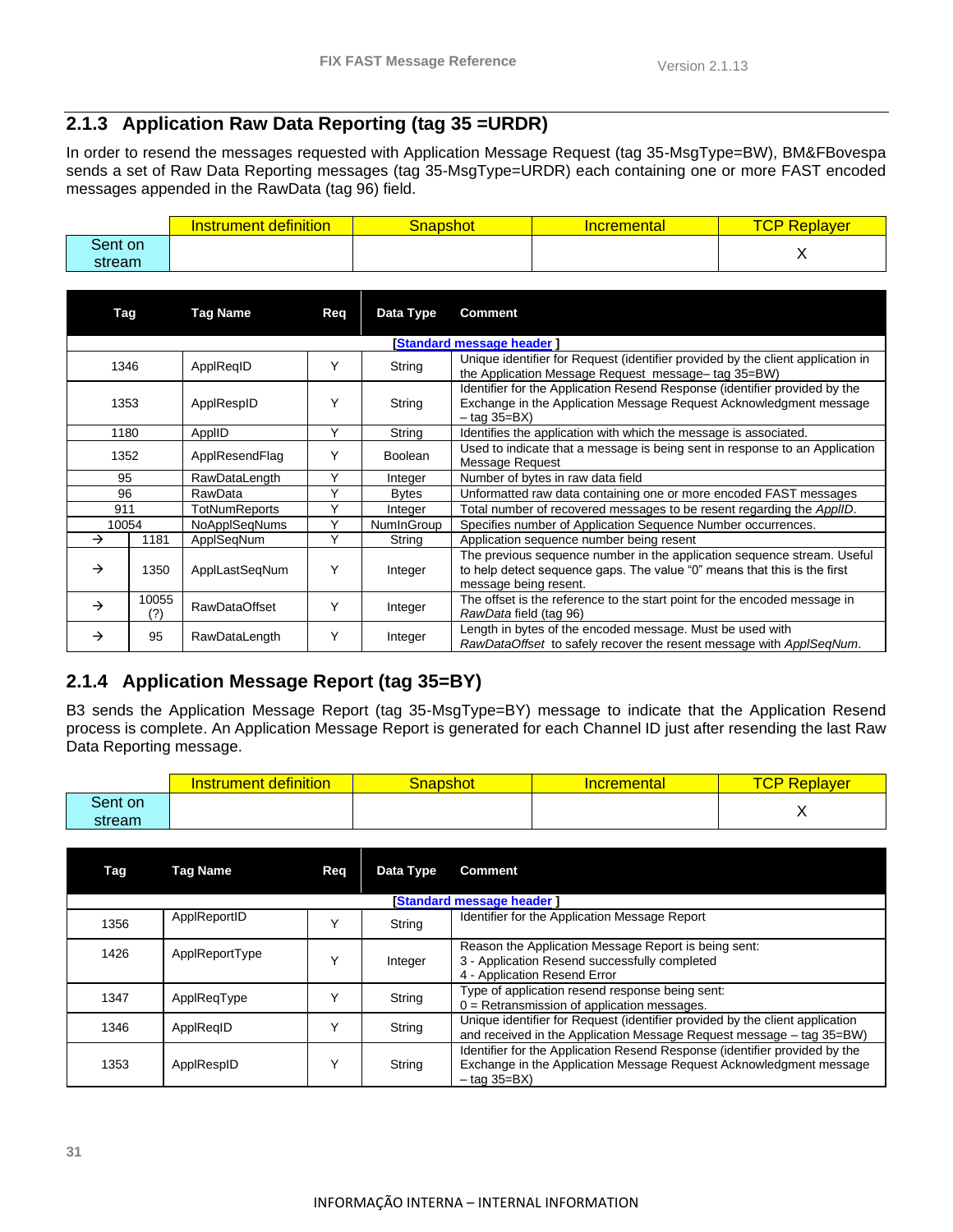## 2.1.3 Application Raw Data Reporting (tag 35 =URDR)

In order to resend the messages requested with Application Message Request (tag 35-MsgType=BW), BM&FBovespa sends a set of Raw Data Reporting messages (tag 35-MsgType=URDR) each containing one or more FAST encoded messages appended in the RawData (tag 96) field.

| | Instrument definition | Snapshot | Incremental | TCP Replayer |
|---|---|---|---|---|
| Sent on stream | | | | X |

| Tag | | Tag Name | Req | Data Type | Comment |
|---|---|---|---|---|---|
| [Standard message header ] | | | | | |
| 1346 | | ApplReqID | Y | String | Unique identifier for Request (identifier provided by the client application in the Application Message Request message– tag 35=BW) |
| 1353 | | ApplRespID | Y | String | Identifier for the Application Resend Response (identifier provided by the Exchange in the Application Message Request Acknowledgment message – tag 35=BX) |
| 1180 | | ApplID | Y | String | Identifies the application with which the message is associated. |
| 1352 | | ApplResendFlag | Y | Boolean | Used to indicate that a message is being sent in response to an Application Message Request |
| 95 | | RawDataLength | Y | Integer | Number of bytes in raw data field |
| 96 | | RawData | Y | Bytes | Unformatted raw data containing one or more encoded FAST messages |
| 911 | | TotNumReports | Y | Integer | Total number of recovered messages to be resent regarding the *ApplID*. |
| 10054 | | NoApplSeqNums | Y | NumInGroup | Specifies number of Application Sequence Number occurrences. |
| → | 1181 | ApplSeqNum | Y | String | Application sequence number being resent |
| → | 1350 | ApplLastSeqNum | Y | Integer | The previous sequence number in the application sequence stream. Useful to help detect sequence gaps. The value "0" means that this is the first message being resent. |
| → | 10055 (?) | RawDataOffset | Y | Integer | The offset is the reference to the start point for the encoded message in *RawData* field (tag 96) |
| → | 95 | RawDataLength | Y | Integer | Length in bytes of the encoded message. Must be used with *RawDataOffset* to safely recover the resent message with *ApplSeqNum*. |

## 2.1.4 Application Message Report (tag 35=BY)

B3 sends the Application Message Report (tag 35-MsgType=BY) message to indicate that the Application Resend process is complete. An Application Message Report is generated for each Channel ID just after resending the last Raw Data Reporting message.

| | Instrument definition | Snapshot | Incremental | TCP Replayer |
|---|---|---|---|---|
| Sent on stream | | | | X |

| Tag | Tag Name | Req | Data Type | Comment |
|---|---|---|---|---|
| [Standard message header ] | | | | |
| 1356 | ApplReportID | Y | String | Identifier for the Application Message Report |
| 1426 | ApplReportType | Y | Integer | Reason the Application Message Report is being sent:<br>3 - Application Resend successfully completed<br>4 - Application Resend Error |
| 1347 | ApplReqType | Y | String | Type of application resend response being sent:<br>0 = Retransmission of application messages. |
| 1346 | ApplReqID | Y | String | Unique identifier for Request (identifier provided by the client application and received in the Application Message Request message – tag 35=BW) |
| 1353 | ApplRespID | Y | String | Identifier for the Application Resend Response (identifier provided by the Exchange in the Application Message Request Acknowledgment message – tag 35=BX) |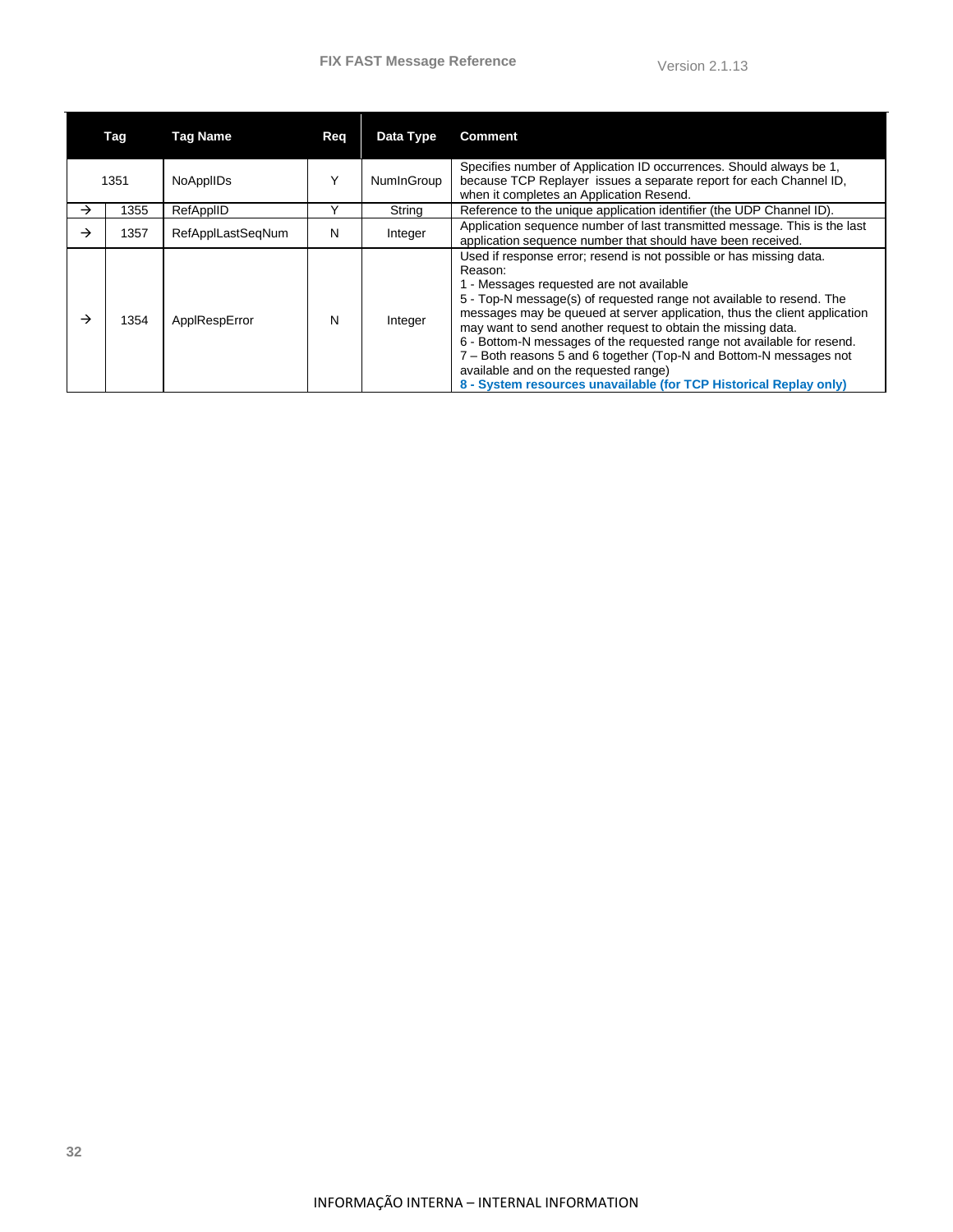| Tag | | Tag Name | Req | Data Type | Comment |
|---|---|---|---|---|---|
| 1351 | | NoApplIDs | Y | NumInGroup | Specifies number of Application ID occurrences. Should always be 1, because TCP Replayer issues a separate report for each Channel ID, when it completes an Application Resend. |
| → | 1355 | RefApplID | Y | String | Reference to the unique application identifier (the UDP Channel ID). |
| → | 1357 | RefApplLastSeqNum | N | Integer | Application sequence number of last transmitted message. This is the last application sequence number that should have been received. |
| → | 1354 | ApplRespError | N | Integer | Used if response error; resend is not possible or has missing data. Reason:<br>1 - Messages requested are not available<br>5 - Top-N message(s) of requested range not available to resend. The messages may be queued at server application, thus the client application may want to send another request to obtain the missing data.<br>6 - Bottom-N messages of the requested range not available for resend.<br>7 – Both reasons 5 and 6 together (Top-N and Bottom-N messages not available and on the requested range)<br>**8 - System resources unavailable (for TCP Historical Replay only)** |

INFORMAÇÃO INTERNA – INTERNAL INFORMATION